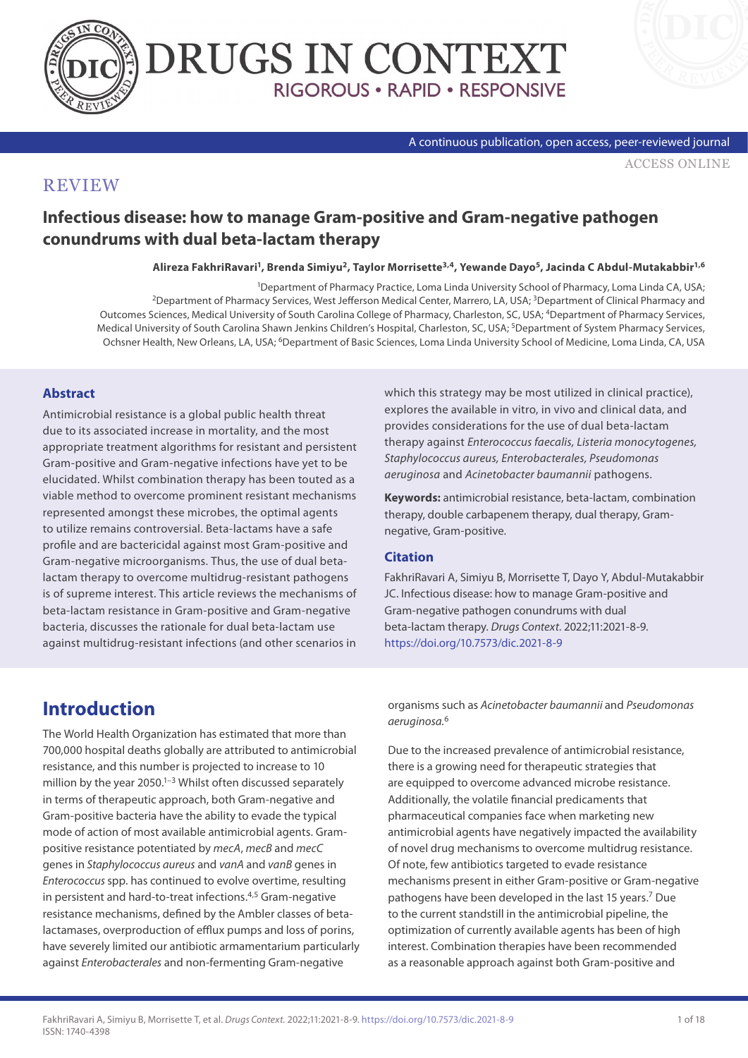REVIEW

# Infectious disease: how to manage Gram-positive and Gram-negative pathogen conundrums with dual beta-lactam therapy

**Alireza FakhriRavari[1], Brenda Simiyu[2], Taylor Morrisette[3,4], Yewande Dayo[5], Jacinda C Abdul-Mutakabbir[1,6]**

[1]Department of Pharmacy Practice, Loma Linda University School of Pharmacy, Loma Linda CA, USA; [2]Department of Pharmacy Services, West Jefferson Medical Center, Marrero, LA, USA; [3]Department of Clinical Pharmacy and Outcomes Sciences, Medical University of South Carolina College of Pharmacy, Charleston, SC, USA; [4]Department of Pharmacy Services, Medical University of South Carolina Shawn Jenkins Children's Hospital, Charleston, SC, USA; [5]Department of System Pharmacy Services, Ochsner Health, New Orleans, LA, USA; [6]Department of Basic Sciences, Loma Linda University School of Medicine, Loma Linda, CA, USA

## Abstract

Antimicrobial resistance is a global public health threat due to its associated increase in mortality, and the most appropriate treatment algorithms for resistant and persistent Gram-positive and Gram-negative infections have yet to be elucidated. Whilst combination therapy has been touted as a viable method to overcome prominent resistant mechanisms represented amongst these microbes, the optimal agents to utilize remains controversial. Beta-lactams have a safe profile and are bactericidal against most Gram-positive and Gram-negative microorganisms. Thus, the use of dual beta-lactam therapy to overcome multidrug-resistant pathogens is of supreme interest. This article reviews the mechanisms of beta-lactam resistance in Gram-positive and Gram-negative bacteria, discusses the rationale for dual beta-lactam use against multidrug-resistant infections (and other scenarios in which this strategy may be most utilized in clinical practice), explores the available in vitro, in vivo and clinical data, and provides considerations for the use of dual beta-lactam therapy against *Enterococcus faecalis, Listeria monocytogenes, Staphylococcus aureus, Enterobacterales, Pseudomonas aeruginosa* and *Acinetobacter baumannii* pathogens.

**Keywords:** antimicrobial resistance, beta-lactam, combination therapy, double carbapenem therapy, dual therapy, Gram-negative, Gram-positive.

### Citation

FakhriRavari A, Simiyu B, Morrisette T, Dayo Y, Abdul-Mutakabbir JC. Infectious disease: how to manage Gram-positive and Gram-negative pathogen conundrums with dual beta-lactam therapy. *Drugs Context*. 2022;11:2021-8-9. https://doi.org/10.7573/dic.2021-8-9

## Introduction

The World Health Organization has estimated that more than 700,000 hospital deaths globally are attributed to antimicrobial resistance, and this number is projected to increase to 10 million by the year 2050.[1–3] Whilst often discussed separately in terms of therapeutic approach, both Gram-negative and Gram-positive bacteria have the ability to evade the typical mode of action of most available antimicrobial agents. Gram-positive resistance potentiated by *mecA*, *mecB* and *mecC* genes in *Staphylococcus aureus* and *vanA* and *vanB* genes in *Enterococcus* spp. has continued to evolve overtime, resulting in persistent and hard-to-treat infections.[4,5] Gram-negative resistance mechanisms, defined by the Ambler classes of beta-lactamases, overproduction of efflux pumps and loss of porins, have severely limited our antibiotic armamentarium particularly against *Enterobacterales* and non-fermenting Gram-negative organisms such as *Acinetobacter baumannii* and *Pseudomonas aeruginosa*.[6]

Due to the increased prevalence of antimicrobial resistance, there is a growing need for therapeutic strategies that are equipped to overcome advanced microbe resistance. Additionally, the volatile financial predicaments that pharmaceutical companies face when marketing new antimicrobial agents have negatively impacted the availability of novel drug mechanisms to overcome multidrug resistance. Of note, few antibiotics targeted to evade resistance mechanisms present in either Gram-positive or Gram-negative pathogens have been developed in the last 15 years.[7] Due to the current standstill in the antimicrobial pipeline, the optimization of currently available agents has been of high interest. Combination therapies have been recommended as a reasonable approach against both Gram-positive and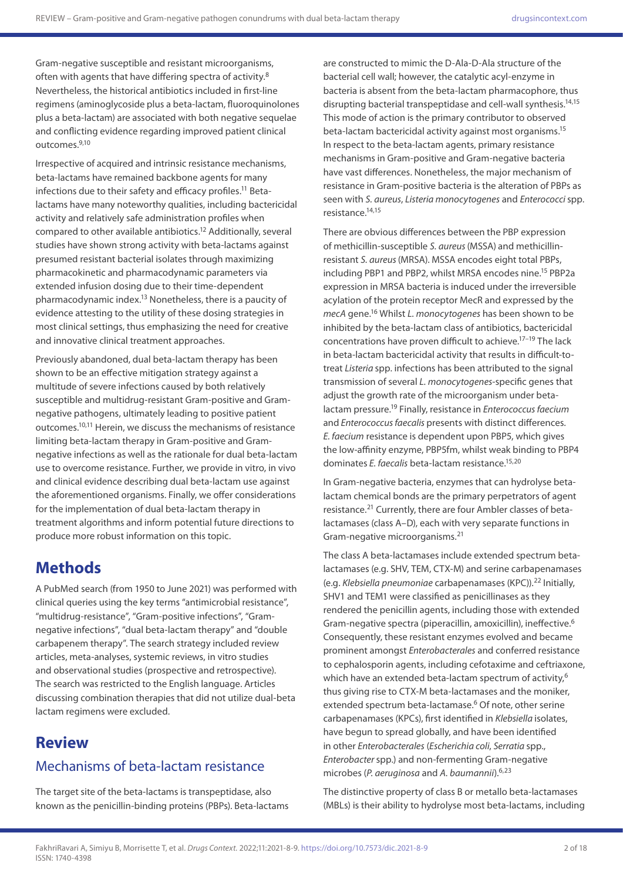Gram-negative susceptible and resistant microorganisms, often with agents that have differing spectra of activity.[8] Nevertheless, the historical antibiotics included in first-line regimens (aminoglycoside plus a beta-lactam, fluoroquinolones plus a beta-lactam) are associated with both negative sequelae and conflicting evidence regarding improved patient clinical outcomes.[9,10]

Irrespective of acquired and intrinsic resistance mechanisms, beta-lactams have remained backbone agents for many infections due to their safety and efficacy profiles.[11] Beta-lactams have many noteworthy qualities, including bactericidal activity and relatively safe administration profiles when compared to other available antibiotics.[12] Additionally, several studies have shown strong activity with beta-lactams against presumed resistant bacterial isolates through maximizing pharmacokinetic and pharmacodynamic parameters via extended infusion dosing due to their time-dependent pharmacodynamic index.[13] Nonetheless, there is a paucity of evidence attesting to the utility of these dosing strategies in most clinical settings, thus emphasizing the need for creative and innovative clinical treatment approaches.

Previously abandoned, dual beta-lactam therapy has been shown to be an effective mitigation strategy against a multitude of severe infections caused by both relatively susceptible and multidrug-resistant Gram-positive and Gram-negative pathogens, ultimately leading to positive patient outcomes.[10,11] Herein, we discuss the mechanisms of resistance limiting beta-lactam therapy in Gram-positive and Gram-negative infections as well as the rationale for dual beta-lactam use to overcome resistance. Further, we provide in vitro, in vivo and clinical evidence describing dual beta-lactam use against the aforementioned organisms. Finally, we offer considerations for the implementation of dual beta-lactam therapy in treatment algorithms and inform potential future directions to produce more robust information on this topic.

# Methods

A PubMed search (from 1950 to June 2021) was performed with clinical queries using the key terms "antimicrobial resistance", "multidrug-resistance", "Gram-positive infections", "Gram-negative infections", "dual beta-lactam therapy" and "double carbapenem therapy". The search strategy included review articles, meta-analyses, systemic reviews, in vitro studies and observational studies (prospective and retrospective). The search was restricted to the English language. Articles discussing combination therapies that did not utilize dual-beta lactam regimens were excluded.

# Review

## Mechanisms of beta-lactam resistance

The target site of the beta-lactams is transpeptidase, also known as the penicillin-binding proteins (PBPs). Beta-lactams are constructed to mimic the D-Ala-D-Ala structure of the bacterial cell wall; however, the catalytic acyl-enzyme in bacteria is absent from the beta-lactam pharmacophore, thus disrupting bacterial transpeptidase and cell-wall synthesis.[14,15] This mode of action is the primary contributor to observed beta-lactam bactericidal activity against most organisms.[15] In respect to the beta-lactam agents, primary resistance mechanisms in Gram-positive and Gram-negative bacteria have vast differences. Nonetheless, the major mechanism of resistance in Gram-positive bacteria is the alteration of PBPs as seen with *S. aureus*, *Listeria monocytogenes* and *Enterococci* spp. resistance.[14,15]

There are obvious differences between the PBP expression of methicillin-susceptible *S. aureus* (MSSA) and methicillin-resistant *S. aureus* (MRSA). MSSA encodes eight total PBPs, including PBP1 and PBP2, whilst MRSA encodes nine.[15] PBP2a expression in MRSA bacteria is induced under the irreversible acylation of the protein receptor MecR and expressed by the *mecA* gene.[16] Whilst *L. monocytogenes* has been shown to be inhibited by the beta-lactam class of antibiotics, bactericidal concentrations have proven difficult to achieve.[17–19] The lack in beta-lactam bactericidal activity that results in difficult-to-treat *Listeria* spp. infections has been attributed to the signal transmission of several *L. monocytogenes*-specific genes that adjust the growth rate of the microorganism under beta-lactam pressure.[19] Finally, resistance in *Enterococcus faecium* and *Enterococcus faecalis* presents with distinct differences. *E. faecium* resistance is dependent upon PBP5, which gives the low-affinity enzyme, PBP5fm, whilst weak binding to PBP4 dominates *E. faecalis* beta-lactam resistance.[15,20]

In Gram-negative bacteria, enzymes that can hydrolyse beta-lactam chemical bonds are the primary perpetrators of agent resistance.[21] Currently, there are four Ambler classes of beta-lactamases (class A–D), each with very separate functions in Gram-negative microorganisms.[21]

The class A beta-lactamases include extended spectrum beta-lactamases (e.g. SHV, TEM, CTX-M) and serine carbapenamases (e.g. *Klebsiella pneumoniae* carbapenamases (KPC)).[22] Initially, SHV1 and TEM1 were classified as penicillinases as they rendered the penicillin agents, including those with extended Gram-negative spectra (piperacillin, amoxicillin), ineffective.[6] Consequently, these resistant enzymes evolved and became prominent amongst *Enterobacterales* and conferred resistance to cephalosporin agents, including cefotaxime and ceftriaxone, which have an extended beta-lactam spectrum of activity,[6] thus giving rise to CTX-M beta-lactamases and the moniker, extended spectrum beta-lactamase.[6] Of note, other serine carbapenamases (KPCs), first identified in *Klebsiella* isolates, have begun to spread globally, and have been identified in other *Enterobacterales* (*Escherichia coli*, *Serratia* spp., *Enterobacter* spp.) and non-fermenting Gram-negative microbes (*P. aeruginosa* and *A. baumannii*).[6,23]

The distinctive property of class B or metallo beta-lactamases (MBLs) is their ability to hydrolyse most beta-lactams, including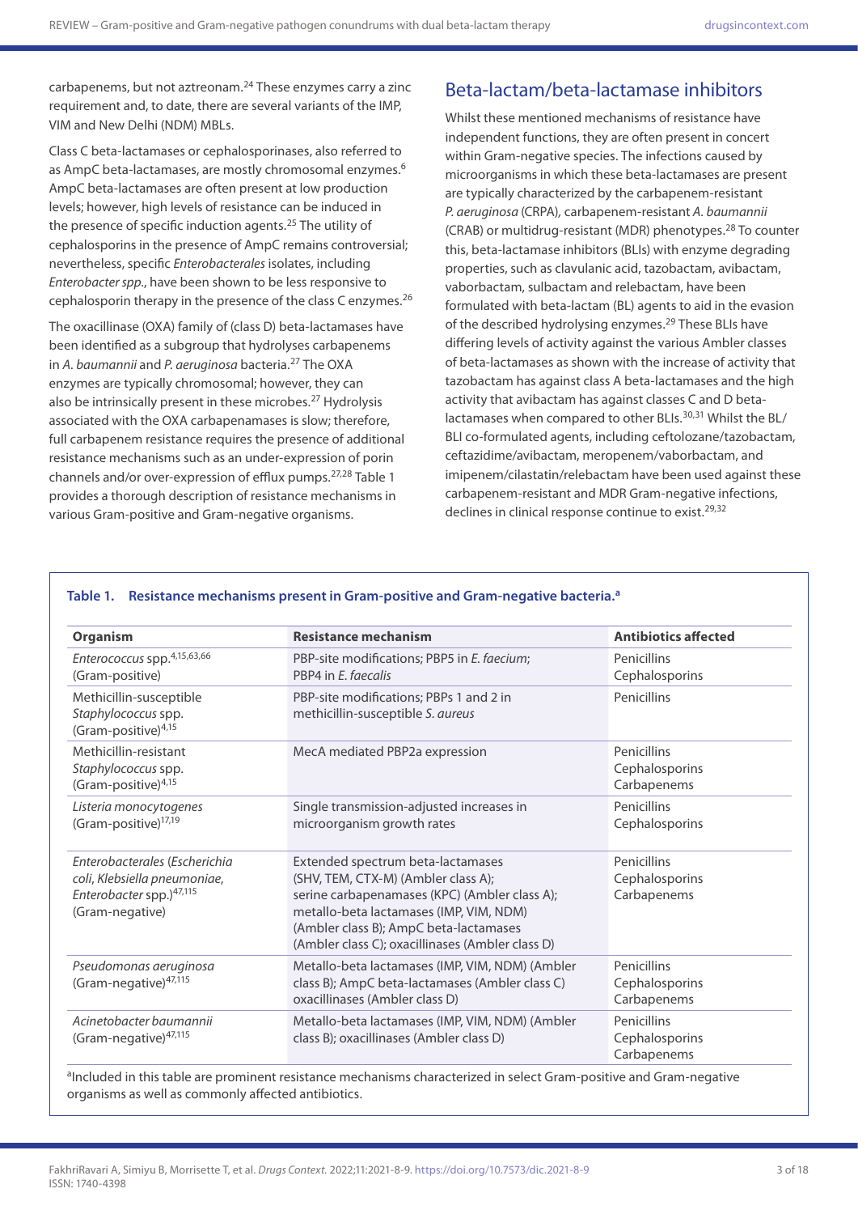carbapenems, but not aztreonam.[24] These enzymes carry a zinc requirement and, to date, there are several variants of the IMP, VIM and New Delhi (NDM) MBLs.

Class C beta-lactamases or cephalosporinases, also referred to as AmpC beta-lactamases, are mostly chromosomal enzymes.[6] AmpC beta-lactamases are often present at low production levels; however, high levels of resistance can be induced in the presence of specific induction agents.[25] The utility of cephalosporins in the presence of AmpC remains controversial; nevertheless, specific *Enterobacterales* isolates, including *Enterobacter spp.*, have been shown to be less responsive to cephalosporin therapy in the presence of the class C enzymes.[26]

The oxacillinase (OXA) family of (class D) beta-lactamases have been identified as a subgroup that hydrolyses carbapenems in *A. baumannii* and *P. aeruginosa* bacteria.[27] The OXA enzymes are typically chromosomal; however, they can also be intrinsically present in these microbes.[27] Hydrolysis associated with the OXA carbapenamases is slow; therefore, full carbapenem resistance requires the presence of additional resistance mechanisms such as an under-expression of porin channels and/or over-expression of efflux pumps.[27,28] Table 1 provides a thorough description of resistance mechanisms in various Gram-positive and Gram-negative organisms.

## Beta-lactam/beta-lactamase inhibitors

Whilst these mentioned mechanisms of resistance have independent functions, they are often present in concert within Gram-negative species. The infections caused by microorganisms in which these beta-lactamases are present are typically characterized by the carbapenem-resistant *P. aeruginosa* (CRPA), carbapenem-resistant *A. baumannii* (CRAB) or multidrug-resistant (MDR) phenotypes.[28] To counter this, beta-lactamase inhibitors (BLIs) with enzyme degrading properties, such as clavulanic acid, tazobactam, avibactam, vaborbactam, sulbactam and relebactam, have been formulated with beta-lactam (BL) agents to aid in the evasion of the described hydrolysing enzymes.[29] These BLIs have differing levels of activity against the various Ambler classes of beta-lactamases as shown with the increase of activity that tazobactam has against class A beta-lactamases and the high activity that avibactam has against classes C and D beta-lactamases when compared to other BLIs.[30,31] Whilst the BL/BLI co-formulated agents, including ceftolozane/tazobactam, ceftazidime/avibactam, meropenem/vaborbactam, and imipenem/cilastatin/relebactam have been used against these carbapenem-resistant and MDR Gram-negative infections, declines in clinical response continue to exist.[29,32]

**Table 1. Resistance mechanisms present in Gram-positive and Gram-negative bacteria.[a]**

| Organism | Resistance mechanism | Antibiotics affected |
|---|---|---|
| *Enterococcus* spp.[4,15,63,66] (Gram-positive) | PBP-site modifications; PBP5 in *E. faecium*; PBP4 in *E. faecalis* | Penicillins<br>Cephalosporins |
| Methicillin-susceptible *Staphylococcus* spp. (Gram-positive)[4,15] | PBP-site modifications; PBPs 1 and 2 in methicillin-susceptible *S. aureus* | Penicillins |
| Methicillin-resistant *Staphylococcus* spp. (Gram-positive)[4,15] | MecA mediated PBP2a expression | Penicillins<br>Cephalosporins<br>Carbapenems |
| *Listeria monocytogenes* (Gram-positive)[17,19] | Single transmission-adjusted increases in microorganism growth rates | Penicillins<br>Cephalosporins |
| *Enterobacterales* (*Escherichia coli*, *Klebsiella pneumoniae*, *Enterobacter* spp.)[47,115] (Gram-negative) | Extended spectrum beta-lactamases (SHV, TEM, CTX-M) (Ambler class A); serine carbapenamases (KPC) (Ambler class A); metallo-beta lactamases (IMP, VIM, NDM) (Ambler class B); AmpC beta-lactamases (Ambler class C); oxacillinases (Ambler class D) | Penicillins<br>Cephalosporins<br>Carbapenems |
| *Pseudomonas aeruginosa* (Gram-negative)[47,115] | Metallo-beta lactamases (IMP, VIM, NDM) (Ambler class B); AmpC beta-lactamases (Ambler class C) oxacillinases (Ambler class D) | Penicillins<br>Cephalosporins<br>Carbapenems |
| *Acinetobacter baumannii* (Gram-negative)[47,115] | Metallo-beta lactamases (IMP, VIM, NDM) (Ambler class B); oxacillinases (Ambler class D) | Penicillins<br>Cephalosporins<br>Carbapenems |

[a]Included in this table are prominent resistance mechanisms characterized in select Gram-positive and Gram-negative organisms as well as commonly affected antibiotics.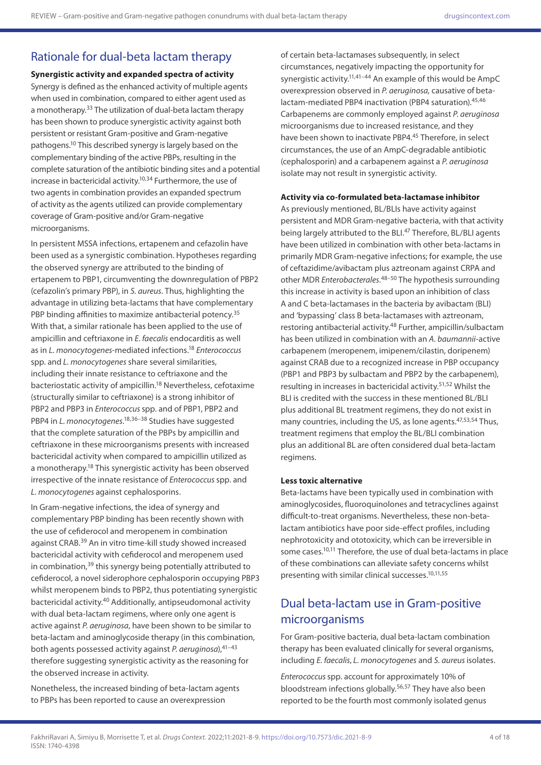## Rationale for dual-beta lactam therapy

### Synergistic activity and expanded spectra of activity

Synergy is defined as the enhanced activity of multiple agents when used in combination, compared to either agent used as a monotherapy.[33] The utilization of dual-beta lactam therapy has been shown to produce synergistic activity against both persistent or resistant Gram-positive and Gram-negative pathogens.[10] This described synergy is largely based on the complementary binding of the active PBPs, resulting in the complete saturation of the antibiotic binding sites and a potential increase in bactericidal activity.[10,34] Furthermore, the use of two agents in combination provides an expanded spectrum of activity as the agents utilized can provide complementary coverage of Gram-positive and/or Gram-negative microorganisms.

In persistent MSSA infections, ertapenem and cefazolin have been used as a synergistic combination. Hypotheses regarding the observed synergy are attributed to the binding of ertapenem to PBP1, circumventing the downregulation of PBP2 (cefazolin's primary PBP), in *S. aureus*. Thus, highlighting the advantage in utilizing beta-lactams that have complementary PBP binding affinities to maximize antibacterial potency.[35] With that, a similar rationale has been applied to the use of ampicillin and ceftriaxone in *E. faecalis* endocarditis as well as in *L. monocytogenes*-mediated infections.[18] *Enterococcus* spp. and *L. monocytogenes* share several similarities, including their innate resistance to ceftriaxone and the bacteriostatic activity of ampicillin.[18] Nevertheless, cefotaxime (structurally similar to ceftriaxone) is a strong inhibitor of PBP2 and PBP3 in *Enterococcus* spp. and of PBP1, PBP2 and PBP4 in *L. monocytogenes*.[18,36–38] Studies have suggested that the complete saturation of the PBPs by ampicillin and ceftriaxone in these microorganisms presents with increased bactericidal activity when compared to ampicillin utilized as a monotherapy.[18] This synergistic activity has been observed irrespective of the innate resistance of *Enterococcus* spp. and *L. monocytogenes* against cephalosporins.

In Gram-negative infections, the idea of synergy and complementary PBP binding has been recently shown with the use of cefiderocol and meropenem in combination against CRAB.[39] An in vitro time-kill study showed increased bactericidal activity with cefiderocol and meropenem used in combination,[39] this synergy being potentially attributed to cefiderocol, a novel siderophore cephalosporin occupying PBP3 whilst meropenem binds to PBP2, thus potentiating synergistic bactericidal activity.[40] Additionally, antipseudomonal activity with dual beta-lactam regimens, where only one agent is active against *P. aeruginosa*, have been shown to be similar to beta-lactam and aminoglycoside therapy (in this combination, both agents possessed activity against *P. aeruginosa*),[41–43] therefore suggesting synergistic activity as the reasoning for the observed increase in activity.

Nonetheless, the increased binding of beta-lactam agents to PBPs has been reported to cause an overexpression of certain beta-lactamases subsequently, in select circumstances, negatively impacting the opportunity for synergistic activity.[11,41–44] An example of this would be AmpC overexpression observed in *P. aeruginosa*, causative of beta-lactam-mediated PBP4 inactivation (PBP4 saturation).[45,46] Carbapenems are commonly employed against *P. aeruginosa* microorganisms due to increased resistance, and they have been shown to inactivate PBP4.[45] Therefore, in select circumstances, the use of an AmpC-degradable antibiotic (cephalosporin) and a carbapenem against a *P. aeruginosa* isolate may not result in synergistic activity.

### Activity via co-formulated beta-lactamase inhibitor

As previously mentioned, BL/BLIs have activity against persistent and MDR Gram-negative bacteria, with that activity being largely attributed to the BLI.[47] Therefore, BL/BLI agents have been utilized in combination with other beta-lactams in primarily MDR Gram-negative infections; for example, the use of ceftazidime/avibactam plus aztreonam against CRPA and other MDR *Enterobacterales*.[48–50] The hypothesis surrounding this increase in activity is based upon an inhibition of class A and C beta-lactamases in the bacteria by avibactam (BLI) and 'bypassing' class B beta-lactamases with aztreonam, restoring antibacterial activity.[48] Further, ampicillin/sulbactam has been utilized in combination with an *A. baumannii*-active carbapenem (meropenem, imipenem/cilastin, doripenem) against CRAB due to a recognized increase in PBP occupancy (PBP1 and PBP3 by sulbactam and PBP2 by the carbapenem), resulting in increases in bactericidal activity.[51,52] Whilst the BLI is credited with the success in these mentioned BL/BLI plus additional BL treatment regimens, they do not exist in many countries, including the US, as lone agents.[47,53,54] Thus, treatment regimens that employ the BL/BLI combination plus an additional BL are often considered dual beta-lactam regimens.

### Less toxic alternative

Beta-lactams have been typically used in combination with aminoglycosides, fluoroquinolones and tetracyclines against difficult-to-treat organisms. Nevertheless, these non-beta-lactam antibiotics have poor side-effect profiles, including nephrotoxicity and ototoxicity, which can be irreversible in some cases.[10,11] Therefore, the use of dual beta-lactams in place of these combinations can alleviate safety concerns whilst presenting with similar clinical successes.[10,11,55]

## Dual beta-lactam use in Gram-positive microorganisms

For Gram-positive bacteria, dual beta-lactam combination therapy has been evaluated clinically for several organisms, including *E. faecalis*, *L. monocytogenes* and *S. aureus* isolates.

*Enterococcus* spp. account for approximately 10% of bloodstream infections globally.[56,57] They have also been reported to be the fourth most commonly isolated genus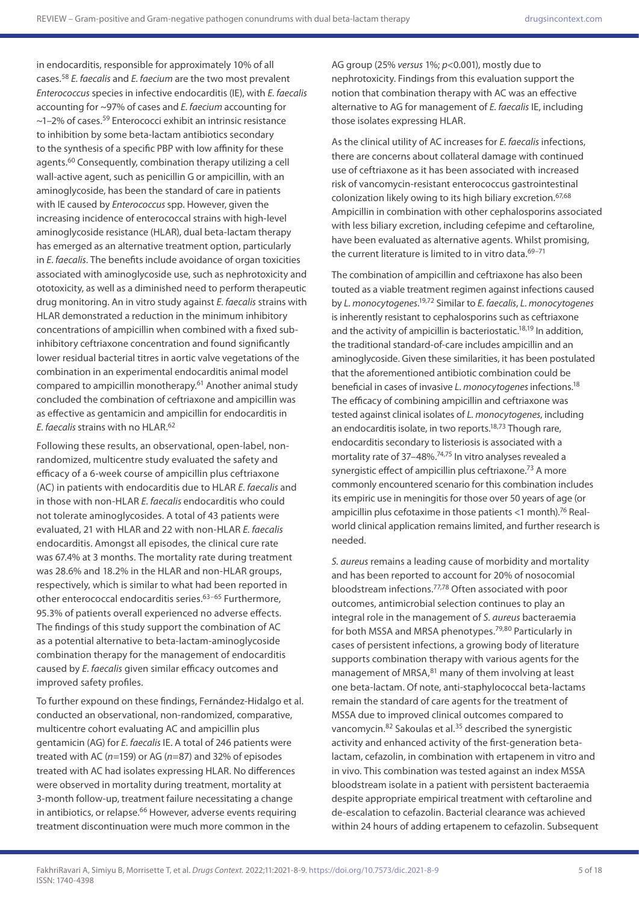in endocarditis, responsible for approximately 10% of all cases.[58] *E. faecalis* and *E. faecium* are the two most prevalent *Enterococcus* species in infective endocarditis (IE), with *E. faecalis* accounting for ~97% of cases and *E. faecium* accounting for ~1–2% of cases.[59] Enterococci exhibit an intrinsic resistance to inhibition by some beta-lactam antibiotics secondary to the synthesis of a specific PBP with low affinity for these agents.[60] Consequently, combination therapy utilizing a cell wall-active agent, such as penicillin G or ampicillin, with an aminoglycoside, has been the standard of care in patients with IE caused by *Enterococcus* spp. However, given the increasing incidence of enterococcal strains with high-level aminoglycoside resistance (HLAR), dual beta-lactam therapy has emerged as an alternative treatment option, particularly in *E. faecalis*. The benefits include avoidance of organ toxicities associated with aminoglycoside use, such as nephrotoxicity and ototoxicity, as well as a diminished need to perform therapeutic drug monitoring. An in vitro study against *E. faecalis* strains with HLAR demonstrated a reduction in the minimum inhibitory concentrations of ampicillin when combined with a fixed sub-inhibitory ceftriaxone concentration and found significantly lower residual bacterial titres in aortic valve vegetations of the combination in an experimental endocarditis animal model compared to ampicillin monotherapy.[61] Another animal study concluded the combination of ceftriaxone and ampicillin was as effective as gentamicin and ampicillin for endocarditis in *E. faecalis* strains with no HLAR.[62]

Following these results, an observational, open-label, non-randomized, multicentre study evaluated the safety and efficacy of a 6-week course of ampicillin plus ceftriaxone (AC) in patients with endocarditis due to HLAR *E. faecalis* and in those with non-HLAR *E. faecalis* endocarditis who could not tolerate aminoglycosides. A total of 43 patients were evaluated, 21 with HLAR and 22 with non-HLAR *E. faecalis* endocarditis. Amongst all episodes, the clinical cure rate was 67.4% at 3 months. The mortality rate during treatment was 28.6% and 18.2% in the HLAR and non-HLAR groups, respectively, which is similar to what had been reported in other enterococcal endocarditis series.[63–65] Furthermore, 95.3% of patients overall experienced no adverse effects. The findings of this study support the combination of AC as a potential alternative to beta-lactam-aminoglycoside combination therapy for the management of endocarditis caused by *E. faecalis* given similar efficacy outcomes and improved safety profiles.

To further expound on these findings, Fernández-Hidalgo et al. conducted an observational, non-randomized, comparative, multicentre cohort evaluating AC and ampicillin plus gentamicin (AG) for *E. faecalis* IE. A total of 246 patients were treated with AC ($n$=159) or AG ($n$=87) and 32% of episodes treated with AC had isolates expressing HLAR. No differences were observed in mortality during treatment, mortality at 3-month follow-up, treatment failure necessitating a change in antibiotics, or relapse.[66] However, adverse events requiring treatment discontinuation were much more common in the AG group (25% *versus* 1%; $p$<0.001), mostly due to nephrotoxicity. Findings from this evaluation support the notion that combination therapy with AC was an effective alternative to AG for management of *E. faecalis* IE, including those isolates expressing HLAR.

As the clinical utility of AC increases for *E. faecalis* infections, there are concerns about collateral damage with continued use of ceftriaxone as it has been associated with increased risk of vancomycin-resistant enterococcus gastrointestinal colonization likely owing to its high biliary excretion.[67,68] Ampicillin in combination with other cephalosporins associated with less biliary excretion, including cefepime and ceftaroline, have been evaluated as alternative agents. Whilst promising, the current literature is limited to in vitro data.[69–71]

The combination of ampicillin and ceftriaxone has also been touted as a viable treatment regimen against infections caused by *L. monocytogenes*.[19,72] Similar to *E. faecalis*, *L. monocytogenes* is inherently resistant to cephalosporins such as ceftriaxone and the activity of ampicillin is bacteriostatic.[18,19] In addition, the traditional standard-of-care includes ampicillin and an aminoglycoside. Given these similarities, it has been postulated that the aforementioned antibiotic combination could be beneficial in cases of invasive *L. monocytogenes* infections.[18] The efficacy of combining ampicillin and ceftriaxone was tested against clinical isolates of *L. monocytogenes*, including an endocarditis isolate, in two reports.[18,73] Though rare, endocarditis secondary to listeriosis is associated with a mortality rate of 37–48%.[74,75] In vitro analyses revealed a synergistic effect of ampicillin plus ceftriaxone.[73] A more commonly encountered scenario for this combination includes its empiric use in meningitis for those over 50 years of age (or ampicillin plus cefotaxime in those patients <1 month).[76] Real-world clinical application remains limited, and further research is needed.

*S. aureus* remains a leading cause of morbidity and mortality and has been reported to account for 20% of nosocomial bloodstream infections.[77,78] Often associated with poor outcomes, antimicrobial selection continues to play an integral role in the management of *S. aureus* bacteraemia for both MSSA and MRSA phenotypes.[79,80] Particularly in cases of persistent infections, a growing body of literature supports combination therapy with various agents for the management of MRSA,[81] many of them involving at least one beta-lactam. Of note, anti-staphylococcal beta-lactams remain the standard of care agents for the treatment of MSSA due to improved clinical outcomes compared to vancomycin.[82] Sakoulas et al.[35] described the synergistic activity and enhanced activity of the first-generation beta-lactam, cefazolin, in combination with ertapenem in vitro and in vivo. This combination was tested against an index MSSA bloodstream isolate in a patient with persistent bacteraemia despite appropriate empirical treatment with ceftaroline and de-escalation to cefazolin. Bacterial clearance was achieved within 24 hours of adding ertapenem to cefazolin. Subsequent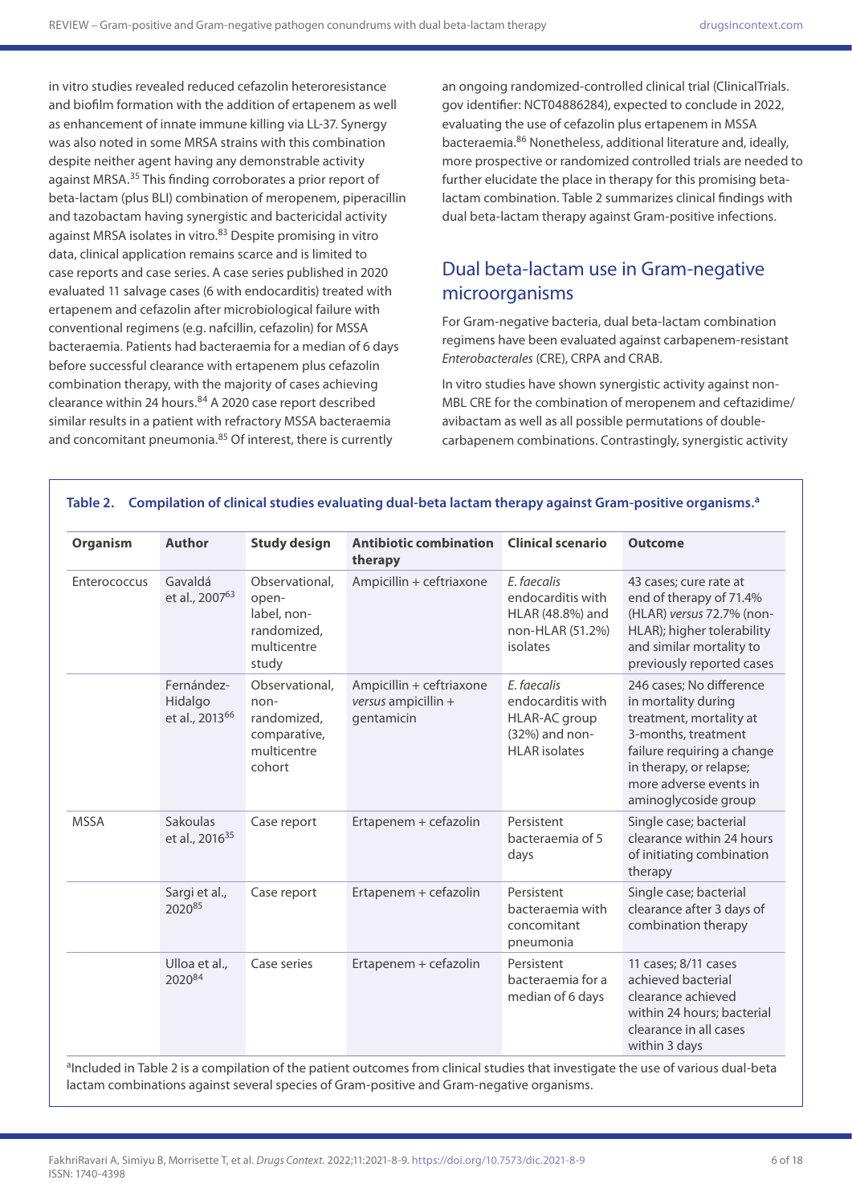in vitro studies revealed reduced cefazolin heteroresistance and biofilm formation with the addition of ertapenem as well as enhancement of innate immune killing via LL-37. Synergy was also noted in some MRSA strains with this combination despite neither agent having any demonstrable activity against MRSA.[35] This finding corroborates a prior report of beta-lactam (plus BLI) combination of meropenem, piperacillin and tazobactam having synergistic and bactericidal activity against MRSA isolates in vitro.[83] Despite promising in vitro data, clinical application remains scarce and is limited to case reports and case series. A case series published in 2020 evaluated 11 salvage cases (6 with endocarditis) treated with ertapenem and cefazolin after microbiological failure with conventional regimens (e.g. nafcillin, cefazolin) for MSSA bacteraemia. Patients had bacteraemia for a median of 6 days before successful clearance with ertapenem plus cefazolin combination therapy, with the majority of cases achieving clearance within 24 hours.[84] A 2020 case report described similar results in a patient with refractory MSSA bacteraemia and concomitant pneumonia.[85] Of interest, there is currently an ongoing randomized-controlled clinical trial (ClinicalTrials.gov identifier: NCT04886284), expected to conclude in 2022, evaluating the use of cefazolin plus ertapenem in MSSA bacteraemia.[86] Nonetheless, additional literature and, ideally, more prospective or randomized controlled trials are needed to further elucidate the place in therapy for this promising beta-lactam combination. Table 2 summarizes clinical findings with dual beta-lactam therapy against Gram-positive infections.

## Dual beta-lactam use in Gram-negative microorganisms

For Gram-negative bacteria, dual beta-lactam combination regimens have been evaluated against carbapenem-resistant *Enterobacterales* (CRE), CRPA and CRAB.

In vitro studies have shown synergistic activity against non-MBL CRE for the combination of meropenem and ceftazidime/avibactam as well as all possible permutations of double-carbapenem combinations. Contrastingly, synergistic activity

**Table 2. Compilation of clinical studies evaluating dual-beta lactam therapy against Gram-positive organisms.[a]**

| Organism | Author | Study design | Antibiotic combination therapy | Clinical scenario | Outcome |
|---|---|---|---|---|---|
| Enterococcus | Gavaldá et al., 2007[63] | Observational, open-label, non-randomized, multicentre study | Ampicillin + ceftriaxone | *E. faecalis* endocarditis with HLAR (48.8%) and non-HLAR (51.2%) isolates | 43 cases; cure rate at end of therapy of 71.4% (HLAR) *versus* 72.7% (non-HLAR); higher tolerability and similar mortality to previously reported cases |
| | Fernández-Hidalgo et al., 2013[66] | Observational, non-randomized, comparative, multicentre cohort | Ampicillin + ceftriaxone *versus* ampicillin + gentamicin | *E. faecalis* endocarditis with HLAR-AC group (32%) and non-HLAR isolates | 246 cases; No difference in mortality during treatment, mortality at 3-months, treatment failure requiring a change in therapy, or relapse; more adverse events in aminoglycoside group |
| MSSA | Sakoulas et al., 2016[35] | Case report | Ertapenem + cefazolin | Persistent bacteraemia of 5 days | Single case; bacterial clearance within 24 hours of initiating combination therapy |
| | Sargi et al., 2020[85] | Case report | Ertapenem + cefazolin | Persistent bacteraemia with concomitant pneumonia | Single case; bacterial clearance after 3 days of combination therapy |
| | Ulloa et al., 2020[84] | Case series | Ertapenem + cefazolin | Persistent bacteraemia for a median of 6 days | 11 cases; 8/11 cases achieved bacterial clearance achieved within 24 hours; bacterial clearance in all cases within 3 days |

[a]Included in Table 2 is a compilation of the patient outcomes from clinical studies that investigate the use of various dual-beta lactam combinations against several species of Gram-positive and Gram-negative organisms.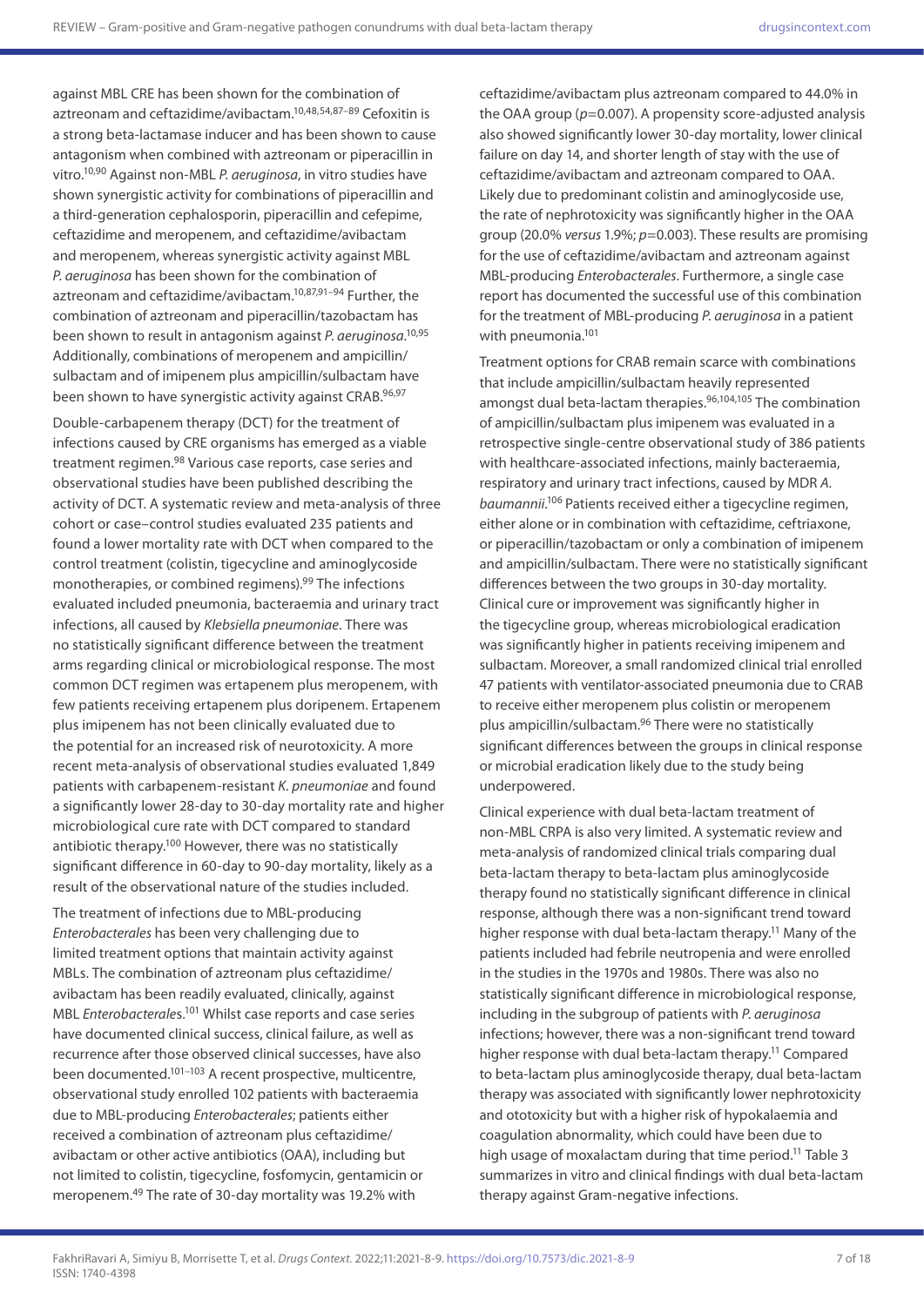against MBL CRE has been shown for the combination of aztreonam and ceftazidime/avibactam.[10,48,54,87–89] Cefoxitin is a strong beta-lactamase inducer and has been shown to cause antagonism when combined with aztreonam or piperacillin in vitro.[10,90] Against non-MBL *P. aeruginosa*, in vitro studies have shown synergistic activity for combinations of piperacillin and a third-generation cephalosporin, piperacillin and cefepime, ceftazidime and meropenem, and ceftazidime/avibactam and meropenem, whereas synergistic activity against MBL *P. aeruginosa* has been shown for the combination of aztreonam and ceftazidime/avibactam.[10,87,91–94] Further, the combination of aztreonam and piperacillin/tazobactam has been shown to result in antagonism against *P. aeruginosa*.[10,95] Additionally, combinations of meropenem and ampicillin/sulbactam and of imipenem plus ampicillin/sulbactam have been shown to have synergistic activity against CRAB.[96,97]

Double-carbapenem therapy (DCT) for the treatment of infections caused by CRE organisms has emerged as a viable treatment regimen.[98] Various case reports, case series and observational studies have been published describing the activity of DCT. A systematic review and meta-analysis of three cohort or case–control studies evaluated 235 patients and found a lower mortality rate with DCT when compared to the control treatment (colistin, tigecycline and aminoglycoside monotherapies, or combined regimens).[99] The infections evaluated included pneumonia, bacteraemia and urinary tract infections, all caused by *Klebsiella pneumoniae*. There was no statistically significant difference between the treatment arms regarding clinical or microbiological response. The most common DCT regimen was ertapenem plus meropenem, with few patients receiving ertapenem plus doripenem. Ertapenem plus imipenem has not been clinically evaluated due to the potential for an increased risk of neurotoxicity. A more recent meta-analysis of observational studies evaluated 1,849 patients with carbapenem-resistant *K. pneumoniae* and found a significantly lower 28-day to 30-day mortality rate and higher microbiological cure rate with DCT compared to standard antibiotic therapy.[100] However, there was no statistically significant difference in 60-day to 90-day mortality, likely as a result of the observational nature of the studies included.

The treatment of infections due to MBL-producing *Enterobacterales* has been very challenging due to limited treatment options that maintain activity against MBLs. The combination of aztreonam plus ceftazidime/avibactam has been readily evaluated, clinically, against MBL *Enterobacterales*.[101] Whilst case reports and case series have documented clinical success, clinical failure, as well as recurrence after those observed clinical successes, have also been documented.[101–103] A recent prospective, multicentre, observational study enrolled 102 patients with bacteraemia due to MBL-producing *Enterobacterales*; patients either received a combination of aztreonam plus ceftazidime/avibactam or other active antibiotics (OAA), including but not limited to colistin, tigecycline, fosfomycin, gentamicin or meropenem.[49] The rate of 30-day mortality was 19.2% with ceftazidime/avibactam plus aztreonam compared to 44.0% in the OAA group ($p=0.007$). A propensity score-adjusted analysis also showed significantly lower 30-day mortality, lower clinical failure on day 14, and shorter length of stay with the use of ceftazidime/avibactam and aztreonam compared to OAA. Likely due to predominant colistin and aminoglycoside use, the rate of nephrotoxicity was significantly higher in the OAA group (20.0% *versus* 1.9%; $p=0.003$). These results are promising for the use of ceftazidime/avibactam and aztreonam against MBL-producing *Enterobacterales*. Furthermore, a single case report has documented the successful use of this combination for the treatment of MBL-producing *P. aeruginosa* in a patient with pneumonia.[101]

Treatment options for CRAB remain scarce with combinations that include ampicillin/sulbactam heavily represented amongst dual beta-lactam therapies.[96,104,105] The combination of ampicillin/sulbactam plus imipenem was evaluated in a retrospective single-centre observational study of 386 patients with healthcare-associated infections, mainly bacteraemia, respiratory and urinary tract infections, caused by MDR *A. baumannii*.[106] Patients received either a tigecycline regimen, either alone or in combination with ceftazidime, ceftriaxone, or piperacillin/tazobactam or only a combination of imipenem and ampicillin/sulbactam. There were no statistically significant differences between the two groups in 30-day mortality. Clinical cure or improvement was significantly higher in the tigecycline group, whereas microbiological eradication was significantly higher in patients receiving imipenem and sulbactam. Moreover, a small randomized clinical trial enrolled 47 patients with ventilator-associated pneumonia due to CRAB to receive either meropenem plus colistin or meropenem plus ampicillin/sulbactam.[96] There were no statistically significant differences between the groups in clinical response or microbial eradication likely due to the study being underpowered.

Clinical experience with dual beta-lactam treatment of non-MBL CRPA is also very limited. A systematic review and meta-analysis of randomized clinical trials comparing dual beta-lactam therapy to beta-lactam plus aminoglycoside therapy found no statistically significant difference in clinical response, although there was a non-significant trend toward higher response with dual beta-lactam therapy.[11] Many of the patients included had febrile neutropenia and were enrolled in the studies in the 1970s and 1980s. There was also no statistically significant difference in microbiological response, including in the subgroup of patients with *P. aeruginosa* infections; however, there was a non-significant trend toward higher response with dual beta-lactam therapy.[11] Compared to beta-lactam plus aminoglycoside therapy, dual beta-lactam therapy was associated with significantly lower nephrotoxicity and ototoxicity but with a higher risk of hypokalaemia and coagulation abnormality, which could have been due to high usage of moxalactam during that time period.[11] Table 3 summarizes in vitro and clinical findings with dual beta-lactam therapy against Gram-negative infections.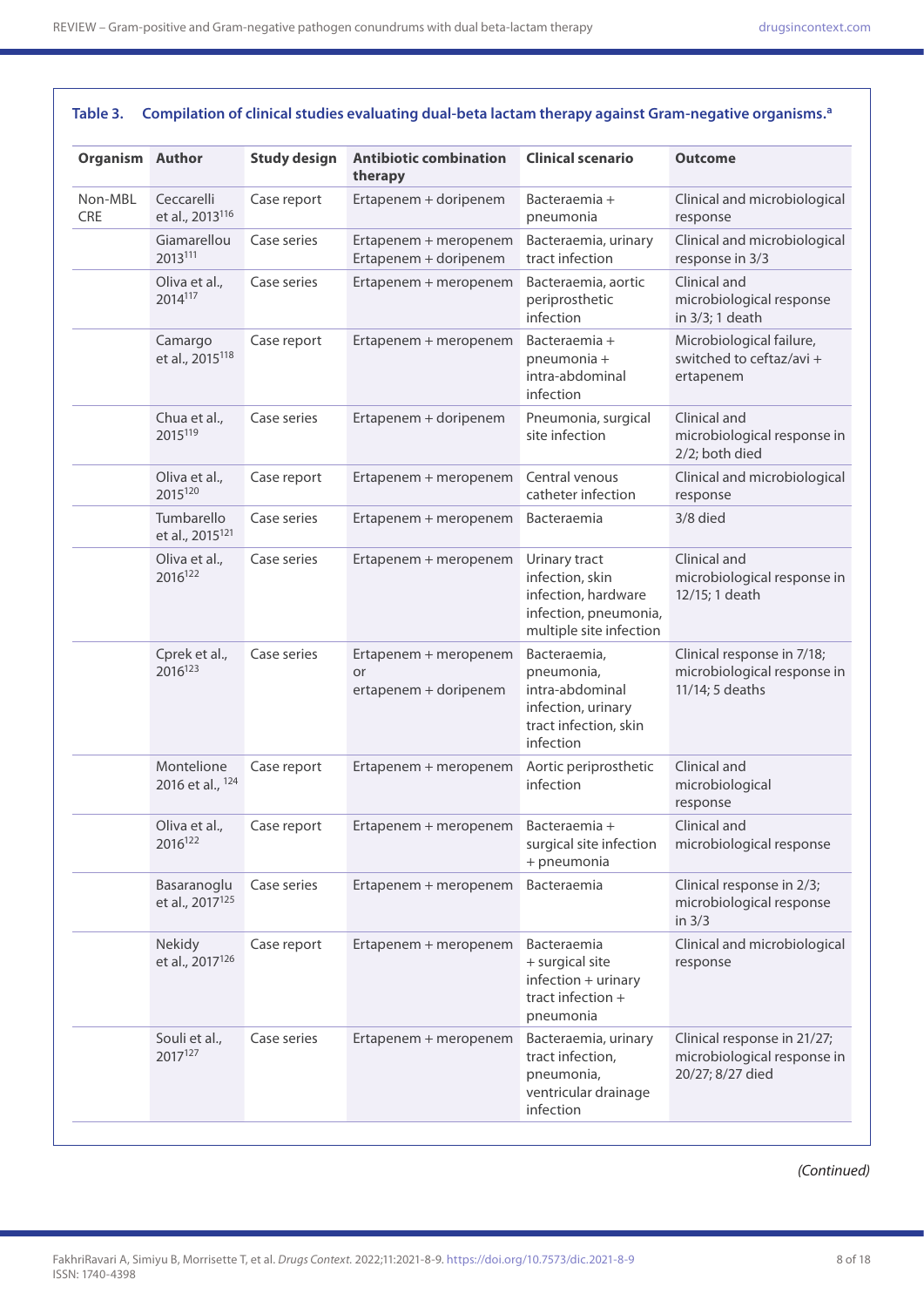**Table 3. Compilation of clinical studies evaluating dual-beta lactam therapy against Gram-negative organisms.[a]**

| Organism | Author | Study design | Antibiotic combination therapy | Clinical scenario | Outcome |
|---|---|---|---|---|---|
| Non-MBL CRE | Ceccarelli et al., 2013[116] | Case report | Ertapenem + doripenem | Bacteraemia + pneumonia | Clinical and microbiological response |
| | Giamarellou 2013[111] | Case series | Ertapenem + meropenem Ertapenem + doripenem | Bacteraemia, urinary tract infection | Clinical and microbiological response in 3/3 |
| | Oliva et al., 2014[117] | Case series | Ertapenem + meropenem | Bacteraemia, aortic periprosthetic infection | Clinical and microbiological response in 3/3; 1 death |
| | Camargo et al., 2015[118] | Case report | Ertapenem + meropenem | Bacteraemia + pneumonia + intra-abdominal infection | Microbiological failure, switched to ceftaz/avi + ertapenem |
| | Chua et al., 2015[119] | Case series | Ertapenem + doripenem | Pneumonia, surgical site infection | Clinical and microbiological response in 2/2; both died |
| | Oliva et al., 2015[120] | Case report | Ertapenem + meropenem | Central venous catheter infection | Clinical and microbiological response |
| | Tumbarello et al., 2015[121] | Case series | Ertapenem + meropenem | Bacteraemia | 3/8 died |
| | Oliva et al., 2016[122] | Case series | Ertapenem + meropenem | Urinary tract infection, skin infection, hardware infection, pneumonia, multiple site infection | Clinical and microbiological response in 12/15; 1 death |
| | Cprek et al., 2016[123] | Case series | Ertapenem + meropenem or ertapenem + doripenem | Bacteraemia, pneumonia, intra-abdominal infection, urinary tract infection, skin infection | Clinical response in 7/18; microbiological response in 11/14; 5 deaths |
| | Montelione 2016 et al., [124] | Case report | Ertapenem + meropenem | Aortic periprosthetic infection | Clinical and microbiological response |
| | Oliva et al., 2016[122] | Case report | Ertapenem + meropenem | Bacteraemia + surgical site infection + pneumonia | Clinical and microbiological response |
| | Basaranoglu et al., 2017[125] | Case series | Ertapenem + meropenem | Bacteraemia | Clinical response in 2/3; microbiological response in 3/3 |
| | Nekidy et al., 2017[126] | Case report | Ertapenem + meropenem | Bacteraemia + surgical site infection + urinary tract infection + pneumonia | Clinical and microbiological response |
| | Souli et al., 2017[127] | Case series | Ertapenem + meropenem | Bacteraemia, urinary tract infection, pneumonia, ventricular drainage infection | Clinical response in 21/27; microbiological response in 20/27; 8/27 died |

*(Continued)*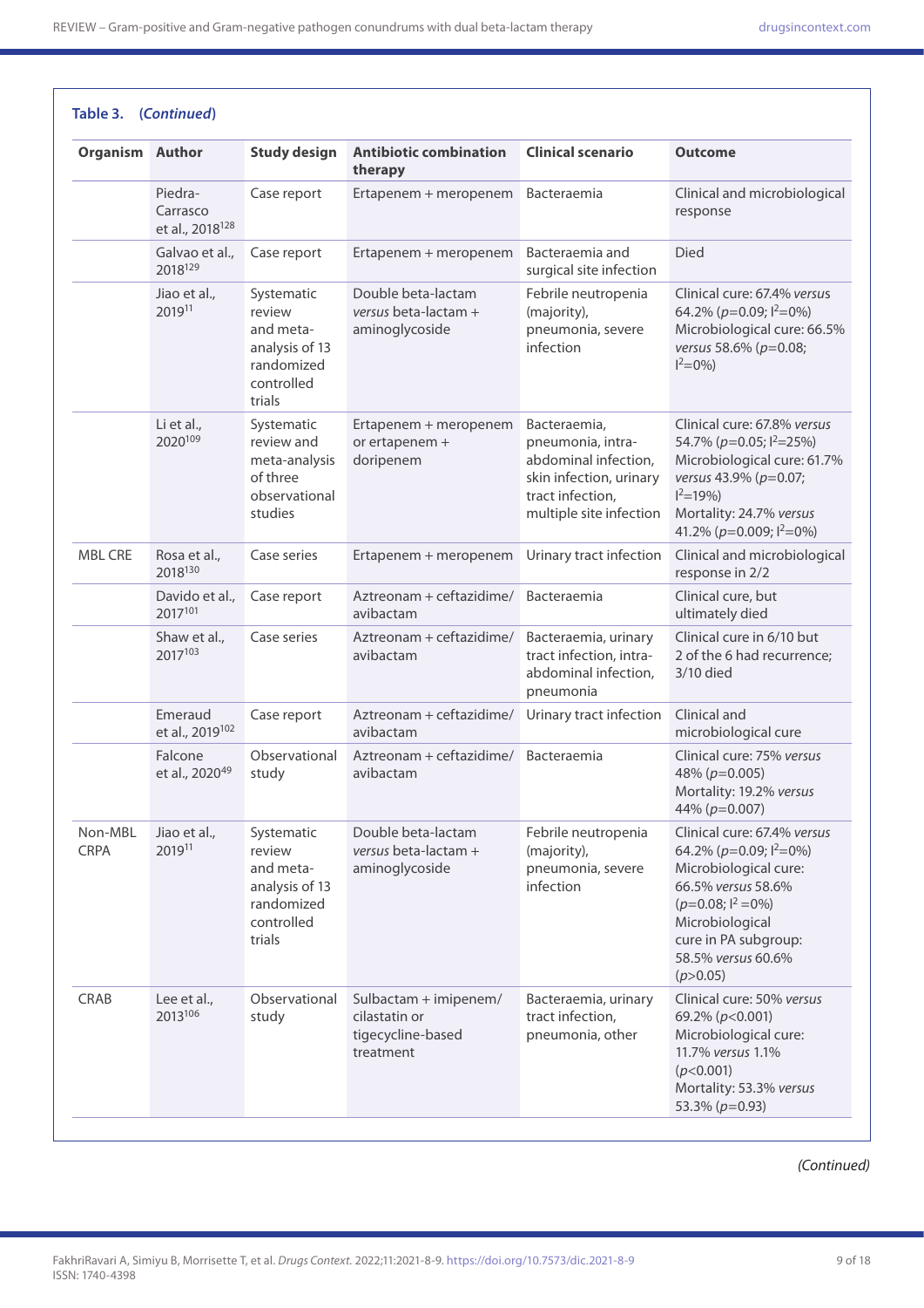**Table 3. (*Continued*)**

| Organism | Author | Study design | Antibiotic combination therapy | Clinical scenario | Outcome |
|---|---|---|---|---|---|
| | Piedra-Carrasco et al., 2018[128] | Case report | Ertapenem + meropenem | Bacteraemia | Clinical and microbiological response |
| | Galvao et al., 2018[129] | Case report | Ertapenem + meropenem | Bacteraemia and surgical site infection | Died |
| | Jiao et al., 2019[11] | Systematic review and meta-analysis of 13 randomized controlled trials | Double beta-lactam *versus* beta-lactam + aminoglycoside | Febrile neutropenia (majority), pneumonia, severe infection | Clinical cure: 67.4% *versus* 64.2% ($p$=0.09; $I^2$=0%) Microbiological cure: 66.5% *versus* 58.6% ($p$=0.08; $I^2$=0%) |
| | Li et al., 2020[109] | Systematic review and meta-analysis of three observational studies | Ertapenem + meropenem or ertapenem + doripenem | Bacteraemia, pneumonia, intra-abdominal infection, skin infection, urinary tract infection, multiple site infection | Clinical cure: 67.8% *versus* 54.7% ($p$=0.05; $I^2$=25%) Microbiological cure: 61.7% *versus* 43.9% ($p$=0.07; $I^2$=19%) Mortality: 24.7% *versus* 41.2% ($p$=0.009; $I^2$=0%) |
| MBL CRE | Rosa et al., 2018[130] | Case series | Ertapenem + meropenem | Urinary tract infection | Clinical and microbiological response in 2/2 |
| | Davido et al., 2017[101] | Case report | Aztreonam + ceftazidime/avibactam | Bacteraemia | Clinical cure, but ultimately died |
| | Shaw et al., 2017[103] | Case series | Aztreonam + ceftazidime/avibactam | Bacteraemia, urinary tract infection, intra-abdominal infection, pneumonia | Clinical cure in 6/10 but 2 of the 6 had recurrence; 3/10 died |
| | Emeraud et al., 2019[102] | Case report | Aztreonam + ceftazidime/avibactam | Urinary tract infection | Clinical and microbiological cure |
| | Falcone et al., 2020[49] | Observational study | Aztreonam + ceftazidime/avibactam | Bacteraemia | Clinical cure: 75% *versus* 48% ($p$=0.005) Mortality: 19.2% *versus* 44% ($p$=0.007) |
| Non-MBL CRPA | Jiao et al., 2019[11] | Systematic review and meta-analysis of 13 randomized controlled trials | Double beta-lactam *versus* beta-lactam + aminoglycoside | Febrile neutropenia (majority), pneumonia, severe infection | Clinical cure: 67.4% *versus* 64.2% ($p$=0.09; $I^2$=0%) Microbiological cure: 66.5% *versus* 58.6% ($p$=0.08; $I^2$=0%) Microbiological cure in PA subgroup: 58.5% *versus* 60.6% ($p$>0.05) |
| CRAB | Lee et al., 2013[106] | Observational study | Sulbactam + imipenem/cilastatin or tigecycline-based treatment | Bacteraemia, urinary tract infection, pneumonia, other | Clinical cure: 50% *versus* 69.2% ($p$<0.001) Microbiological cure: 11.7% *versus* 1.1% ($p$<0.001) Mortality: 53.3% *versus* 53.3% ($p$=0.93) |

*(Continued)*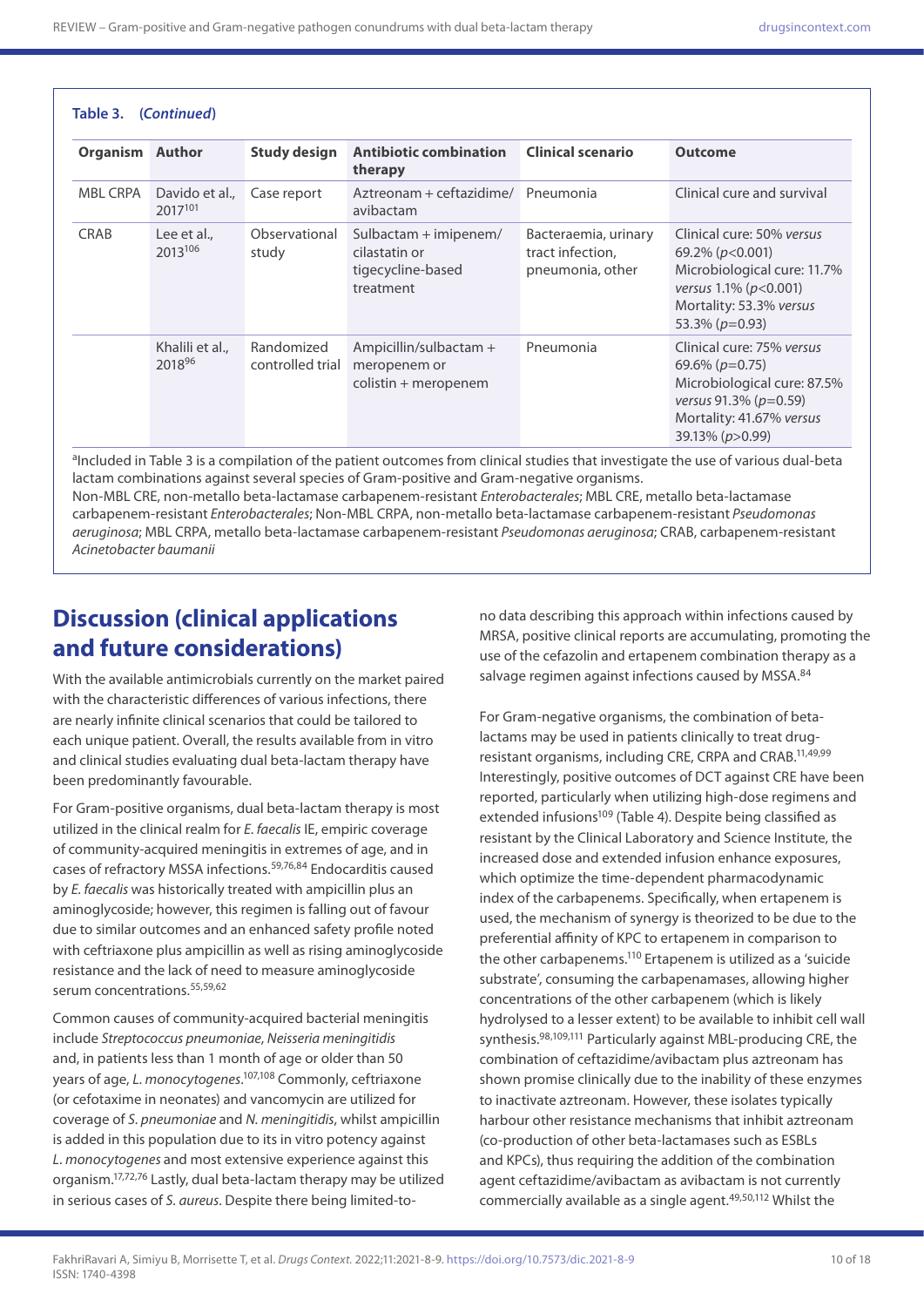**Table 3. (*Continued*)**

| Organism | Author | Study design | Antibiotic combination therapy | Clinical scenario | Outcome |
|---|---|---|---|---|---|
| MBL CRPA | Davido et al., 2017[101] | Case report | Aztreonam + ceftazidime/avibactam | Pneumonia | Clinical cure and survival |
| CRAB | Lee et al., 2013[106] | Observational study | Sulbactam + imipenem/cilastatin or tigecycline-based treatment | Bacteraemia, urinary tract infection, pneumonia, other | Clinical cure: 50% *versus* 69.2% ($p$<0.001) Microbiological cure: 11.7% *versus* 1.1% ($p$<0.001) Mortality: 53.3% *versus* 53.3% ($p$=0.93) |
| | Khalili et al., 2018[96] | Randomized controlled trial | Ampicillin/sulbactam + meropenem or colistin + meropenem | Pneumonia | Clinical cure: 75% *versus* 69.6% ($p$=0.75) Microbiological cure: 87.5% *versus* 91.3% ($p$=0.59) Mortality: 41.67% *versus* 39.13% ($p$>0.99) |

[a]Included in Table 3 is a compilation of the patient outcomes from clinical studies that investigate the use of various dual-beta lactam combinations against several species of Gram-positive and Gram-negative organisms.
Non-MBL CRE, non-metallo beta-lactamase carbapenem-resistant *Enterobacterales*; MBL CRE, metallo beta-lactamase carbapenem-resistant *Enterobacterales*; Non-MBL CRPA, non-metallo beta-lactamase carbapenem-resistant *Pseudomonas aeruginosa*; MBL CRPA, metallo beta-lactamase carbapenem-resistant *Pseudomonas aeruginosa*; CRAB, carbapenem-resistant *Acinetobacter baumanii*

## Discussion (clinical applications and future considerations)

With the available antimicrobials currently on the market paired with the characteristic differences of various infections, there are nearly infinite clinical scenarios that could be tailored to each unique patient. Overall, the results available from in vitro and clinical studies evaluating dual beta-lactam therapy have been predominantly favourable.

For Gram-positive organisms, dual beta-lactam therapy is most utilized in the clinical realm for *E. faecalis* IE, empiric coverage of community-acquired meningitis in extremes of age, and in cases of refractory MSSA infections.[59,76,84] Endocarditis caused by *E. faecalis* was historically treated with ampicillin plus an aminoglycoside; however, this regimen is falling out of favour due to similar outcomes and an enhanced safety profile noted with ceftriaxone plus ampicillin as well as rising aminoglycoside resistance and the lack of need to measure aminoglycoside serum concentrations.[55,59,62]

Common causes of community-acquired bacterial meningitis include *Streptococcus pneumoniae*, *Neisseria meningitidis* and, in patients less than 1 month of age or older than 50 years of age, *L. monocytogenes*.[107,108] Commonly, ceftriaxone (or cefotaxime in neonates) and vancomycin are utilized for coverage of *S. pneumoniae* and *N. meningitidis*, whilst ampicillin is added in this population due to its in vitro potency against *L. monocytogenes* and most extensive experience against this organism.[17,72,76] Lastly, dual beta-lactam therapy may be utilized in serious cases of *S. aureus*. Despite there being limited-to-no data describing this approach within infections caused by MRSA, positive clinical reports are accumulating, promoting the use of the cefazolin and ertapenem combination therapy as a salvage regimen against infections caused by MSSA.[84]

For Gram-negative organisms, the combination of beta-lactams may be used in patients clinically to treat drug-resistant organisms, including CRE, CRPA and CRAB.[11,49,99] Interestingly, positive outcomes of DCT against CRE have been reported, particularly when utilizing high-dose regimens and extended infusions[109] (Table 4). Despite being classified as resistant by the Clinical Laboratory and Science Institute, the increased dose and extended infusion enhance exposures, which optimize the time-dependent pharmacodynamic index of the carbapenems. Specifically, when ertapenem is used, the mechanism of synergy is theorized to be due to the preferential affinity of KPC to ertapenem in comparison to the other carbapenems.[110] Ertapenem is utilized as a 'suicide substrate', consuming the carbapenemases, allowing higher concentrations of the other carbapenem (which is likely hydrolysed to a lesser extent) to be available to inhibit cell wall synthesis.[98,109,111] Particularly against MBL-producing CRE, the combination of ceftazidime/avibactam plus aztreonam has shown promise clinically due to the inability of these enzymes to inactivate aztreonam. However, these isolates typically harbour other resistance mechanisms that inhibit aztreonam (co-production of other beta-lactamases such as ESBLs and KPCs), thus requiring the addition of the combination agent ceftazidime/avibactam as avibactam is not currently commercially available as a single agent.[49,50,112] Whilst the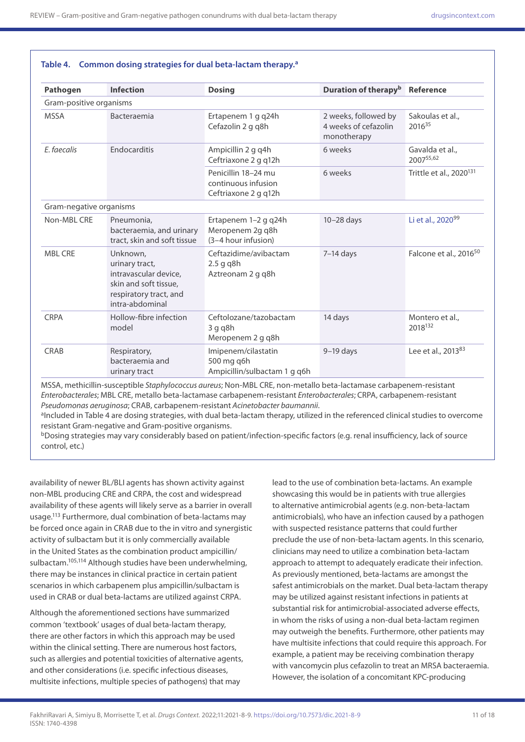**Table 4. Common dosing strategies for dual beta-lactam therapy.[a]**

| Pathogen | Infection | Dosing | Duration of therapy[b] | Reference |
|---|---|---|---|---|
| Gram-positive organisms | | | | |
| MSSA | Bacteraemia | Ertapenem 1 g q24h<br>Cefazolin 2 g q8h | 2 weeks, followed by 4 weeks of cefazolin monotherapy | Sakoulas et al., 2016[35] |
| *E. faecalis* | Endocarditis | Ampicillin 2 g q4h<br>Ceftriaxone 2 g q12h | 6 weeks | Gavalda et al., 2007[55,62] |
| | | Penicillin 18–24 mu continuous infusion<br>Ceftriaxone 2 g q12h | 6 weeks | Trittle et al., 2020[131] |
| Gram-negative organisms | | | | |
| Non-MBL CRE | Pneumonia, bacteraemia, and urinary tract, skin and soft tissue | Ertapenem 1–2 g q24h<br>Meropenem 2g q8h<br>(3–4 hour infusion) | 10–28 days | Li et al., 2020[99] |
| MBL CRE | Unknown, urinary tract, intravascular device, skin and soft tissue, respiratory tract, and intra-abdominal | Ceftazidime/avibactam 2.5 g q8h<br>Aztreonam 2 g q8h | 7–14 days | Falcone et al., 2016[50] |
| CRPA | Hollow-fibre infection model | Ceftolozane/tazobactam 3 g q8h<br>Meropenem 2 g q8h | 14 days | Montero et al., 2018[132] |
| CRAB | Respiratory, bacteraemia and urinary tract | Imipenem/cilastatin 500 mg q6h<br>Ampicillin/sulbactam 1 g q6h | 9–19 days | Lee et al., 2013[83] |

MSSA, methicillin-susceptible *Staphylococcus aureus*; Non-MBL CRE, non-metallo beta-lactamase carbapenem-resistant *Enterobacterales*; MBL CRE, metallo beta-lactamase carbapenem-resistant *Enterobacterales*; CRPA, carbapenem-resistant *Pseudomonas aeruginosa*; CRAB, carbapenem-resistant *Acinetobacter baumannii*.

[a]Included in Table 4 are dosing strategies, with dual beta-lactam therapy, utilized in the referenced clinical studies to overcome resistant Gram-negative and Gram-positive organisms.

[b]Dosing strategies may vary considerably based on patient/infection-specific factors (e.g. renal insufficiency, lack of source control, etc.)

availability of newer BL/BLI agents has shown activity against non-MBL producing CRE and CRPA, the cost and widespread availability of these agents will likely serve as a barrier in overall usage.[113] Furthermore, dual combination of beta-lactams may be forced once again in CRAB due to the in vitro and synergistic activity of sulbactam but it is only commercially available in the United States as the combination product ampicillin/sulbactam.[105,114] Although studies have been underwhelming, there may be instances in clinical practice in certain patient scenarios in which carbapenem plus ampicillin/sulbactam is used in CRAB or dual beta-lactams are utilized against CRPA.

Although the aforementioned sections have summarized common 'textbook' usages of dual beta-lactam therapy, there are other factors in which this approach may be used within the clinical setting. There are numerous host factors, such as allergies and potential toxicities of alternative agents, and other considerations (i.e. specific infectious diseases, multisite infections, multiple species of pathogens) that may lead to the use of combination beta-lactams. An example showcasing this would be in patients with true allergies to alternative antimicrobial agents (e.g. non-beta-lactam antimicrobials), who have an infection caused by a pathogen with suspected resistance patterns that could further preclude the use of non-beta-lactam agents. In this scenario, clinicians may need to utilize a combination beta-lactam approach to attempt to adequately eradicate their infection. As previously mentioned, beta-lactams are amongst the safest antimicrobials on the market. Dual beta-lactam therapy may be utilized against resistant infections in patients at substantial risk for antimicrobial-associated adverse effects, in whom the risks of using a non-dual beta-lactam regimen may outweigh the benefits. Furthermore, other patients may have multisite infections that could require this approach. For example, a patient may be receiving combination therapy with vancomycin plus cefazolin to treat an MRSA bacteraemia. However, the isolation of a concomitant KPC-producing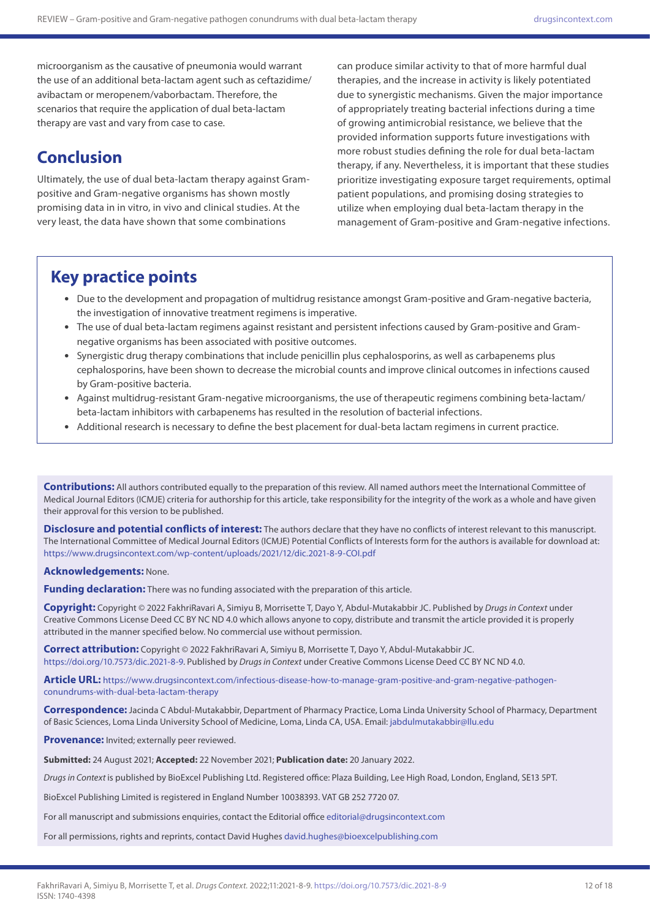microorganism as the causative of pneumonia would warrant the use of an additional beta-lactam agent such as ceftazidime/avibactam or meropenem/vaborbactam. Therefore, the scenarios that require the application of dual beta-lactam therapy are vast and vary from case to case.

## Conclusion

Ultimately, the use of dual beta-lactam therapy against Gram-positive and Gram-negative organisms has shown mostly promising data in in vitro, in vivo and clinical studies. At the very least, the data have shown that some combinations can produce similar activity to that of more harmful dual therapies, and the increase in activity is likely potentiated due to synergistic mechanisms. Given the major importance of appropriately treating bacterial infections during a time of growing antimicrobial resistance, we believe that the provided information supports future investigations with more robust studies defining the role for dual beta-lactam therapy, if any. Nevertheless, it is important that these studies prioritize investigating exposure target requirements, optimal patient populations, and promising dosing strategies to utilize when employing dual beta-lactam therapy in the management of Gram-positive and Gram-negative infections.

## Key practice points

- Due to the development and propagation of multidrug resistance amongst Gram-positive and Gram-negative bacteria, the investigation of innovative treatment regimens is imperative.
- The use of dual beta-lactam regimens against resistant and persistent infections caused by Gram-positive and Gram-negative organisms has been associated with positive outcomes.
- Synergistic drug therapy combinations that include penicillin plus cephalosporins, as well as carbapenems plus cephalosporins, have been shown to decrease the microbial counts and improve clinical outcomes in infections caused by Gram-positive bacteria.
- Against multidrug-resistant Gram-negative microorganisms, the use of therapeutic regimens combining beta-lactam/beta-lactam inhibitors with carbapenems has resulted in the resolution of bacterial infections.
- Additional research is necessary to define the best placement for dual-beta lactam regimens in current practice.

**Contributions:** All authors contributed equally to the preparation of this review. All named authors meet the International Committee of Medical Journal Editors (ICMJE) criteria for authorship for this article, take responsibility for the integrity of the work as a whole and have given their approval for this version to be published.

**Disclosure and potential conflicts of interest:** The authors declare that they have no conflicts of interest relevant to this manuscript. The International Committee of Medical Journal Editors (ICMJE) Potential Conflicts of Interests form for the authors is available for download at: https://www.drugsincontext.com/wp-content/uploads/2021/12/dic.2021-8-9-COI.pdf

**Acknowledgements:** None.

**Funding declaration:** There was no funding associated with the preparation of this article.

**Copyright:** Copyright © 2022 FakhriRavari A, Simiyu B, Morrisette T, Dayo Y, Abdul-Mutakabbir JC. Published by *Drugs in Context* under Creative Commons License Deed CC BY NC ND 4.0 which allows anyone to copy, distribute and transmit the article provided it is properly attributed in the manner specified below. No commercial use without permission.

**Correct attribution:** Copyright © 2022 FakhriRavari A, Simiyu B, Morrisette T, Dayo Y, Abdul-Mutakabbir JC. https://doi.org/10.7573/dic.2021-8-9. Published by *Drugs in Context* under Creative Commons License Deed CC BY NC ND 4.0.

**Article URL:** https://www.drugsincontext.com/infectious-disease-how-to-manage-gram-positive-and-gram-negative-pathogen-conundrums-with-dual-beta-lactam-therapy

**Correspondence:** Jacinda C Abdul-Mutakabbir, Department of Pharmacy Practice, Loma Linda University School of Pharmacy, Department of Basic Sciences, Loma Linda University School of Medicine, Loma, Linda CA, USA. Email: jabdulmutakabbir@llu.edu

**Provenance:** Invited; externally peer reviewed.

**Submitted:** 24 August 2021; **Accepted:** 22 November 2021; **Publication date:** 20 January 2022.

*Drugs in Context* is published by BioExcel Publishing Ltd. Registered office: Plaza Building, Lee High Road, London, England, SE13 5PT.

BioExcel Publishing Limited is registered in England Number 10038393. VAT GB 252 7720 07.

For all manuscript and submissions enquiries, contact the Editorial office editorial@drugsincontext.com

For all permissions, rights and reprints, contact David Hughes david.hughes@bioexcelpublishing.com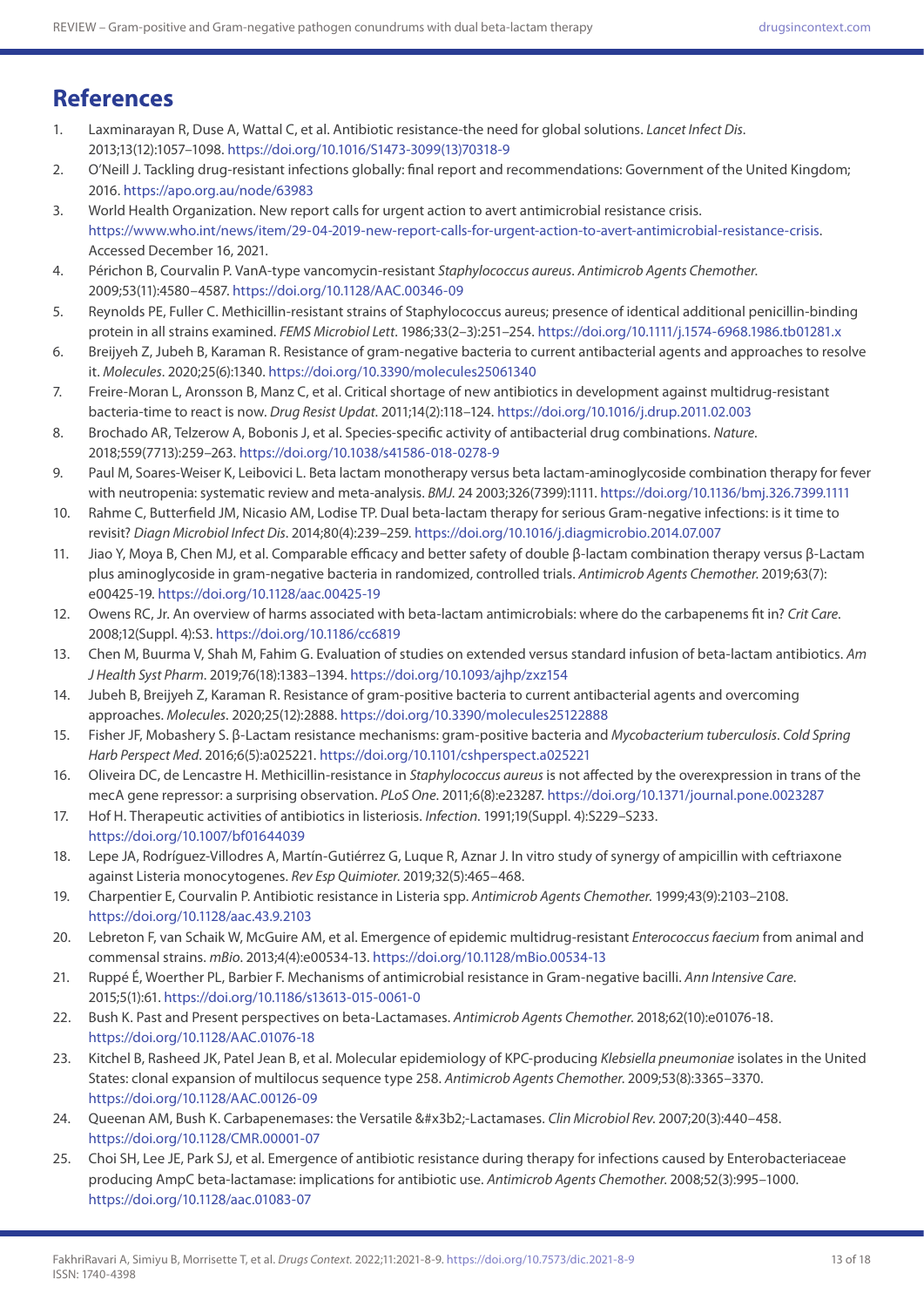## References

1. Laxminarayan R, Duse A, Wattal C, et al. Antibiotic resistance-the need for global solutions. *Lancet Infect Dis*. 2013;13(12):1057–1098. https://doi.org/10.1016/S1473-3099(13)70318-9
2. O'Neill J. Tackling drug-resistant infections globally: final report and recommendations: Government of the United Kingdom; 2016. https://apo.org.au/node/63983
3. World Health Organization. New report calls for urgent action to avert antimicrobial resistance crisis. https://www.who.int/news/item/29-04-2019-new-report-calls-for-urgent-action-to-avert-antimicrobial-resistance-crisis. Accessed December 16, 2021.
4. Périchon B, Courvalin P. VanA-type vancomycin-resistant *Staphylococcus aureus*. *Antimicrob Agents Chemother*. 2009;53(11):4580–4587. https://doi.org/10.1128/AAC.00346-09
5. Reynolds PE, Fuller C. Methicillin-resistant strains of Staphylococcus aureus; presence of identical additional penicillin-binding protein in all strains examined. *FEMS Microbiol Lett*. 1986;33(2–3):251–254. https://doi.org/10.1111/j.1574-6968.1986.tb01281.x
6. Breijyeh Z, Jubeh B, Karaman R. Resistance of gram-negative bacteria to current antibacterial agents and approaches to resolve it. *Molecules*. 2020;25(6):1340. https://doi.org/10.3390/molecules25061340
7. Freire-Moran L, Aronsson B, Manz C, et al. Critical shortage of new antibiotics in development against multidrug-resistant bacteria-time to react is now. *Drug Resist Updat*. 2011;14(2):118–124. https://doi.org/10.1016/j.drup.2011.02.003
8. Brochado AR, Telzerow A, Bobonis J, et al. Species-specific activity of antibacterial drug combinations. *Nature*. 2018;559(7713):259–263. https://doi.org/10.1038/s41586-018-0278-9
9. Paul M, Soares-Weiser K, Leibovici L. Beta lactam monotherapy versus beta lactam-aminoglycoside combination therapy for fever with neutropenia: systematic review and meta-analysis. *BMJ*. 24 2003;326(7399):1111. https://doi.org/10.1136/bmj.326.7399.1111
10. Rahme C, Butterfield JM, Nicasio AM, Lodise TP. Dual beta-lactam therapy for serious Gram-negative infections: is it time to revisit? *Diagn Microbiol Infect Dis*. 2014;80(4):239–259. https://doi.org/10.1016/j.diagmicrobio.2014.07.007
11. Jiao Y, Moya B, Chen MJ, et al. Comparable efficacy and better safety of double β-lactam combination therapy versus β-Lactam plus aminoglycoside in gram-negative bacteria in randomized, controlled trials. *Antimicrob Agents Chemother*. 2019;63(7): e00425-19. https://doi.org/10.1128/aac.00425-19
12. Owens RC, Jr. An overview of harms associated with beta-lactam antimicrobials: where do the carbapenems fit in? *Crit Care*. 2008;12(Suppl. 4):S3. https://doi.org/10.1186/cc6819
13. Chen M, Buurma V, Shah M, Fahim G. Evaluation of studies on extended versus standard infusion of beta-lactam antibiotics. *Am J Health Syst Pharm*. 2019;76(18):1383–1394. https://doi.org/10.1093/ajhp/zxz154
14. Jubeh B, Breijyeh Z, Karaman R. Resistance of gram-positive bacteria to current antibacterial agents and overcoming approaches. *Molecules*. 2020;25(12):2888. https://doi.org/10.3390/molecules25122888
15. Fisher JF, Mobashery S. β-Lactam resistance mechanisms: gram-positive bacteria and *Mycobacterium tuberculosis*. *Cold Spring Harb Perspect Med*. 2016;6(5):a025221. https://doi.org/10.1101/cshperspect.a025221
16. Oliveira DC, de Lencastre H. Methicillin-resistance in *Staphylococcus aureus* is not affected by the overexpression in trans of the mecA gene repressor: a surprising observation. *PLoS One*. 2011;6(8):e23287. https://doi.org/10.1371/journal.pone.0023287
17. Hof H. Therapeutic activities of antibiotics in listeriosis. *Infection*. 1991;19(Suppl. 4):S229–S233. https://doi.org/10.1007/bf01644039
18. Lepe JA, Rodríguez-Villodres A, Martín-Gutiérrez G, Luque R, Aznar J. In vitro study of synergy of ampicillin with ceftriaxone against Listeria monocytogenes. *Rev Esp Quimioter*. 2019;32(5):465–468.
19. Charpentier E, Courvalin P. Antibiotic resistance in Listeria spp. *Antimicrob Agents Chemother*. 1999;43(9):2103–2108. https://doi.org/10.1128/aac.43.9.2103
20. Lebreton F, van Schaik W, McGuire AM, et al. Emergence of epidemic multidrug-resistant *Enterococcus faecium* from animal and commensal strains. *mBio*. 2013;4(4):e00534-13. https://doi.org/10.1128/mBio.00534-13
21. Ruppé É, Woerther PL, Barbier F. Mechanisms of antimicrobial resistance in Gram-negative bacilli. *Ann Intensive Care*. 2015;5(1):61. https://doi.org/10.1186/s13613-015-0061-0
22. Bush K. Past and Present perspectives on beta-Lactamases. *Antimicrob Agents Chemother*. 2018;62(10):e01076-18. https://doi.org/10.1128/AAC.01076-18
23. Kitchel B, Rasheed JK, Patel Jean B, et al. Molecular epidemiology of KPC-producing *Klebsiella pneumoniae* isolates in the United States: clonal expansion of multilocus sequence type 258. *Antimicrob Agents Chemother*. 2009;53(8):3365–3370. https://doi.org/10.1128/AAC.00126-09
24. Queenan AM, Bush K. Carbapenemases: the Versatile &#x3b2;-Lactamases. *Clin Microbiol Rev*. 2007;20(3):440–458. https://doi.org/10.1128/CMR.00001-07
25. Choi SH, Lee JE, Park SJ, et al. Emergence of antibiotic resistance during therapy for infections caused by Enterobacteriaceae producing AmpC beta-lactamase: implications for antibiotic use. *Antimicrob Agents Chemother*. 2008;52(3):995–1000. https://doi.org/10.1128/aac.01083-07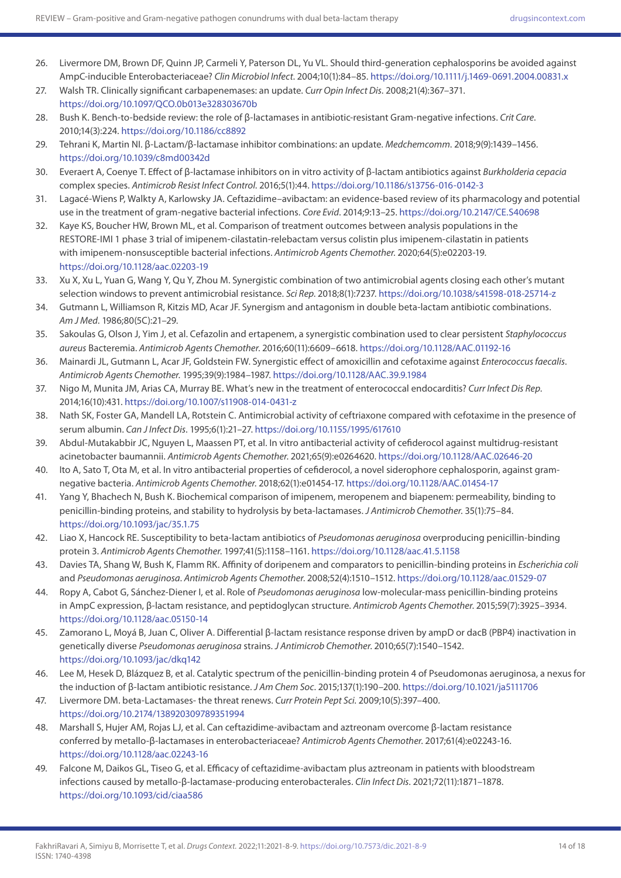26. Livermore DM, Brown DF, Quinn JP, Carmeli Y, Paterson DL, Yu VL. Should third-generation cephalosporins be avoided against AmpC-inducible Enterobacteriaceae? *Clin Microbiol Infect*. 2004;10(1):84–85. https://doi.org/10.1111/j.1469-0691.2004.00831.x
27. Walsh TR. Clinically significant carbapenemases: an update. *Curr Opin Infect Dis*. 2008;21(4):367–371. https://doi.org/10.1097/QCO.0b013e328303670b
28. Bush K. Bench-to-bedside review: the role of β-lactamases in antibiotic-resistant Gram-negative infections. *Crit Care*. 2010;14(3):224. https://doi.org/10.1186/cc8892
29. Tehrani K, Martin NI. β-Lactam/β-lactamase inhibitor combinations: an update. *Medchemcomm*. 2018;9(9):1439–1456. https://doi.org/10.1039/c8md00342d
30. Everaert A, Coenye T. Effect of β-lactamase inhibitors on in vitro activity of β-lactam antibiotics against *Burkholderia cepacia* complex species. *Antimicrob Resist Infect Control*. 2016;5(1):44. https://doi.org/10.1186/s13756-016-0142-3
31. Lagacé-Wiens P, Walkty A, Karlowsky JA. Ceftazidime–avibactam: an evidence-based review of its pharmacology and potential use in the treatment of gram-negative bacterial infections. *Core Evid*. 2014;9:13–25. https://doi.org/10.2147/CE.S40698
32. Kaye KS, Boucher HW, Brown ML, et al. Comparison of treatment outcomes between analysis populations in the RESTORE-IMI 1 phase 3 trial of imipenem-cilastatin-relebactam versus colistin plus imipenem-cilastatin in patients with imipenem-nonsusceptible bacterial infections. *Antimicrob Agents Chemother.* 2020;64(5):e02203-19. https://doi.org/10.1128/aac.02203-19
33. Xu X, Xu L, Yuan G, Wang Y, Qu Y, Zhou M. Synergistic combination of two antimicrobial agents closing each other's mutant selection windows to prevent antimicrobial resistance. *Sci Rep*. 2018;8(1):7237. https://doi.org/10.1038/s41598-018-25714-z
34. Gutmann L, Williamson R, Kitzis MD, Acar JF. Synergism and antagonism in double beta-lactam antibiotic combinations. *Am J Med*. 1986;80(5C):21–29.
35. Sakoulas G, Olson J, Yim J, et al. Cefazolin and ertapenem, a synergistic combination used to clear persistent *Staphylococcus aureus* Bacteremia. *Antimicrob Agents Chemother.* 2016;60(11):6609–6618. https://doi.org/10.1128/AAC.01192-16
36. Mainardi JL, Gutmann L, Acar JF, Goldstein FW. Synergistic effect of amoxicillin and cefotaxime against *Enterococcus faecalis*. *Antimicrob Agents Chemother.* 1995;39(9):1984–1987. https://doi.org/10.1128/AAC.39.9.1984
37. Nigo M, Munita JM, Arias CA, Murray BE. What's new in the treatment of enterococcal endocarditis? *Curr Infect Dis Rep*. 2014;16(10):431. https://doi.org/10.1007/s11908-014-0431-z
38. Nath SK, Foster GA, Mandell LA, Rotstein C. Antimicrobial activity of ceftriaxone compared with cefotaxime in the presence of serum albumin. *Can J Infect Dis*. 1995;6(1):21–27. https://doi.org/10.1155/1995/617610
39. Abdul-Mutakabbir JC, Nguyen L, Maassen PT, et al. In vitro antibacterial activity of cefiderocol against multidrug-resistant acinetobacter baumannii. *Antimicrob Agents Chemother.* 2021;65(9):e0264620. https://doi.org/10.1128/AAC.02646-20
40. Ito A, Sato T, Ota M, et al. In vitro antibacterial properties of cefiderocol, a novel siderophore cephalosporin, against gram-negative bacteria. *Antimicrob Agents Chemother.* 2018;62(1):e01454-17. https://doi.org/10.1128/AAC.01454-17
41. Yang Y, Bhachech N, Bush K. Biochemical comparison of imipenem, meropenem and biapenem: permeability, binding to penicillin-binding proteins, and stability to hydrolysis by beta-lactamases. *J Antimicrob Chemother.* 35(1):75–84. https://doi.org/10.1093/jac/35.1.75
42. Liao X, Hancock RE. Susceptibility to beta-lactam antibiotics of *Pseudomonas aeruginosa* overproducing penicillin-binding protein 3. *Antimicrob Agents Chemother.* 1997;41(5):1158–1161. https://doi.org/10.1128/aac.41.5.1158
43. Davies TA, Shang W, Bush K, Flamm RK. Affinity of doripenem and comparators to penicillin-binding proteins in *Escherichia coli* and *Pseudomonas aeruginosa*. *Antimicrob Agents Chemother.* 2008;52(4):1510–1512. https://doi.org/10.1128/aac.01529-07
44. Ropy A, Cabot G, Sánchez-Diener I, et al. Role of *Pseudomonas aeruginosa* low-molecular-mass penicillin-binding proteins in AmpC expression, β-lactam resistance, and peptidoglycan structure. *Antimicrob Agents Chemother.* 2015;59(7):3925–3934. https://doi.org/10.1128/aac.05150-14
45. Zamorano L, Moyá B, Juan C, Oliver A. Differential β-lactam resistance response driven by ampD or dacB (PBP4) inactivation in genetically diverse *Pseudomonas aeruginosa* strains. *J Antimicrob Chemother.* 2010;65(7):1540–1542. https://doi.org/10.1093/jac/dkq142
46. Lee M, Hesek D, Blázquez B, et al. Catalytic spectrum of the penicillin-binding protein 4 of Pseudomonas aeruginosa, a nexus for the induction of β-lactam antibiotic resistance. *J Am Chem Soc*. 2015;137(1):190–200. https://doi.org/10.1021/ja5111706
47. Livermore DM. beta-Lactamases- the threat renews. *Curr Protein Pept Sci.* 2009;10(5):397–400. https://doi.org/10.2174/138920309789351994
48. Marshall S, Hujer AM, Rojas LJ, et al. Can ceftazidime-avibactam and aztreonam overcome β-lactam resistance conferred by metallo-β-lactamases in enterobacteriaceae? *Antimicrob Agents Chemother.* 2017;61(4):e02243-16. https://doi.org/10.1128/aac.02243-16
49. Falcone M, Daikos GL, Tiseo G, et al. Efficacy of ceftazidime-avibactam plus aztreonam in patients with bloodstream infections caused by metallo-β-lactamase-producing enterobacterales. *Clin Infect Dis*. 2021;72(11):1871–1878. https://doi.org/10.1093/cid/ciaa586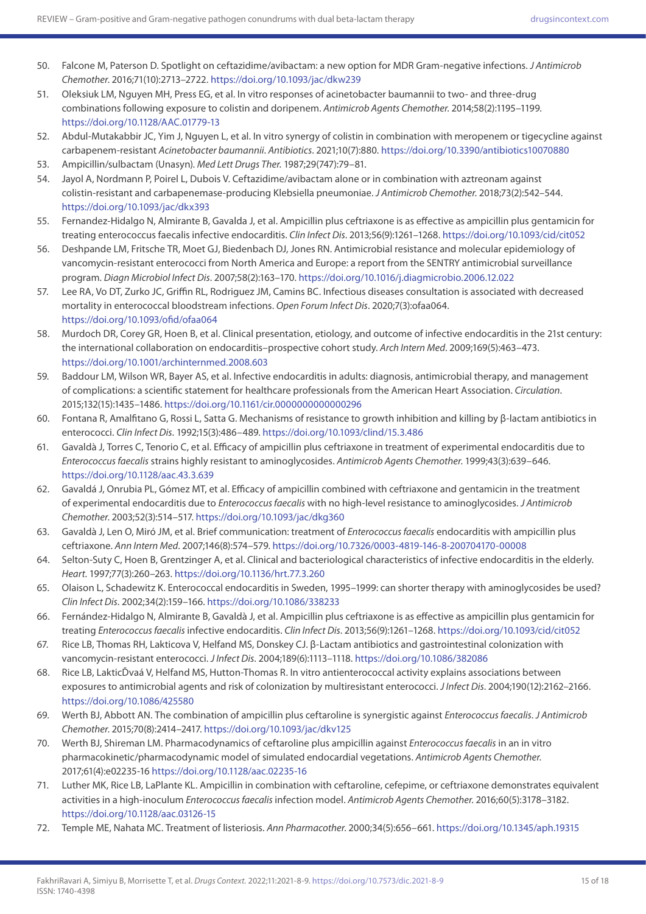50. Falcone M, Paterson D. Spotlight on ceftazidime/avibactam: a new option for MDR Gram-negative infections. *J Antimicrob Chemother*. 2016;71(10):2713–2722. https://doi.org/10.1093/jac/dkw239
51. Oleksiuk LM, Nguyen MH, Press EG, et al. In vitro responses of acinetobacter baumannii to two- and three-drug combinations following exposure to colistin and doripenem. *Antimicrob Agents Chemother.* 2014;58(2):1195–1199. https://doi.org/10.1128/AAC.01779-13
52. Abdul-Mutakabbir JC, Yim J, Nguyen L, et al. In vitro synergy of colistin in combination with meropenem or tigecycline against carbapenem-resistant *Acinetobacter baumannii*. *Antibiotics*. 2021;10(7):880. https://doi.org/10.3390/antibiotics10070880
53. Ampicillin/sulbactam (Unasyn). *Med Lett Drugs Ther.* 1987;29(747):79–81.
54. Jayol A, Nordmann P, Poirel L, Dubois V. Ceftazidime/avibactam alone or in combination with aztreonam against colistin-resistant and carbapenemase-producing Klebsiella pneumoniae. *J Antimicrob Chemother.* 2018;73(2):542–544. https://doi.org/10.1093/jac/dkx393
55. Fernandez-Hidalgo N, Almirante B, Gavalda J, et al. Ampicillin plus ceftriaxone is as effective as ampicillin plus gentamicin for treating enterococcus faecalis infective endocarditis. *Clin Infect Dis*. 2013;56(9):1261–1268. https://doi.org/10.1093/cid/cit052
56. Deshpande LM, Fritsche TR, Moet GJ, Biedenbach DJ, Jones RN. Antimicrobial resistance and molecular epidemiology of vancomycin-resistant enterococci from North America and Europe: a report from the SENTRY antimicrobial surveillance program. *Diagn Microbiol Infect Dis*. 2007;58(2):163–170. https://doi.org/10.1016/j.diagmicrobio.2006.12.022
57. Lee RA, Vo DT, Zurko JC, Griffin RL, Rodriguez JM, Camins BC. Infectious diseases consultation is associated with decreased mortality in enterococcal bloodstream infections. *Open Forum Infect Dis*. 2020;7(3):ofaa064. https://doi.org/10.1093/ofid/ofaa064
58. Murdoch DR, Corey GR, Hoen B, et al. Clinical presentation, etiology, and outcome of infective endocarditis in the 21st century: the international collaboration on endocarditis–prospective cohort study. *Arch Intern Med*. 2009;169(5):463–473. https://doi.org/10.1001/archinternmed.2008.603
59. Baddour LM, Wilson WR, Bayer AS, et al. Infective endocarditis in adults: diagnosis, antimicrobial therapy, and management of complications: a scientific statement for healthcare professionals from the American Heart Association. *Circulation*. 2015;132(15):1435–1486. https://doi.org/10.1161/cir.0000000000000296
60. Fontana R, Amalfitano G, Rossi L, Satta G. Mechanisms of resistance to growth inhibition and killing by β-lactam antibiotics in enterococci. *Clin Infect Dis*. 1992;15(3):486–489. https://doi.org/10.1093/clind/15.3.486
61. Gavaldà J, Torres C, Tenorio C, et al. Efficacy of ampicillin plus ceftriaxone in treatment of experimental endocarditis due to *Enterococcus faecalis* strains highly resistant to aminoglycosides. *Antimicrob Agents Chemother.* 1999;43(3):639–646. https://doi.org/10.1128/aac.43.3.639
62. Gavaldá J, Onrubia PL, Gómez MT, et al. Efficacy of ampicillin combined with ceftriaxone and gentamicin in the treatment of experimental endocarditis due to *Enterococcus faecalis* with no high-level resistance to aminoglycosides. *J Antimicrob Chemother*. 2003;52(3):514–517. https://doi.org/10.1093/jac/dkg360
63. Gavaldà J, Len O, Miró JM, et al. Brief communication: treatment of *Enterococcus faecalis* endocarditis with ampicillin plus ceftriaxone. *Ann Intern Med*. 2007;146(8):574–579. https://doi.org/10.7326/0003-4819-146-8-200704170-00008
64. Selton-Suty C, Hoen B, Grentzinger A, et al. Clinical and bacteriological characteristics of infective endocarditis in the elderly. *Heart*. 1997;77(3):260–263. https://doi.org/10.1136/hrt.77.3.260
65. Olaison L, Schadewitz K. Enterococcal endocarditis in Sweden, 1995–1999: can shorter therapy with aminoglycosides be used? *Clin Infect Dis*. 2002;34(2):159–166. https://doi.org/10.1086/338233
66. Fernández-Hidalgo N, Almirante B, Gavaldà J, et al. Ampicillin plus ceftriaxone is as effective as ampicillin plus gentamicin for treating *Enterococcus faecalis* infective endocarditis. *Clin Infect Dis*. 2013;56(9):1261–1268. https://doi.org/10.1093/cid/cit052
67. Rice LB, Thomas RH, Lakticova V, Helfand MS, Donskey CJ. β-Lactam antibiotics and gastrointestinal colonization with vancomycin-resistant enterococci. *J Infect Dis*. 2004;189(6):1113–1118. https://doi.org/10.1086/382086
68. Rice LB, LakticĎvaá V, Helfand MS, Hutton-Thomas R. In vitro antienterococcal activity explains associations between exposures to antimicrobial agents and risk of colonization by multiresistant enterococci. *J Infect Dis*. 2004;190(12):2162–2166. https://doi.org/10.1086/425580
69. Werth BJ, Abbott AN. The combination of ampicillin plus ceftaroline is synergistic against *Enterococcus faecalis*. *J Antimicrob Chemother*. 2015;70(8):2414–2417. https://doi.org/10.1093/jac/dkv125
70. Werth BJ, Shireman LM. Pharmacodynamics of ceftaroline plus ampicillin against *Enterococcus faecalis* in an in vitro pharmacokinetic/pharmacodynamic model of simulated endocardial vegetations. *Antimicrob Agents Chemother.* 2017;61(4):e02235-16 https://doi.org/10.1128/aac.02235-16
71. Luther MK, Rice LB, LaPlante KL. Ampicillin in combination with ceftaroline, cefepime, or ceftriaxone demonstrates equivalent activities in a high-inoculum *Enterococcus faecalis* infection model. *Antimicrob Agents Chemother.* 2016;60(5):3178–3182. https://doi.org/10.1128/aac.03126-15
72. Temple ME, Nahata MC. Treatment of listeriosis. *Ann Pharmacother*. 2000;34(5):656–661. https://doi.org/10.1345/aph.19315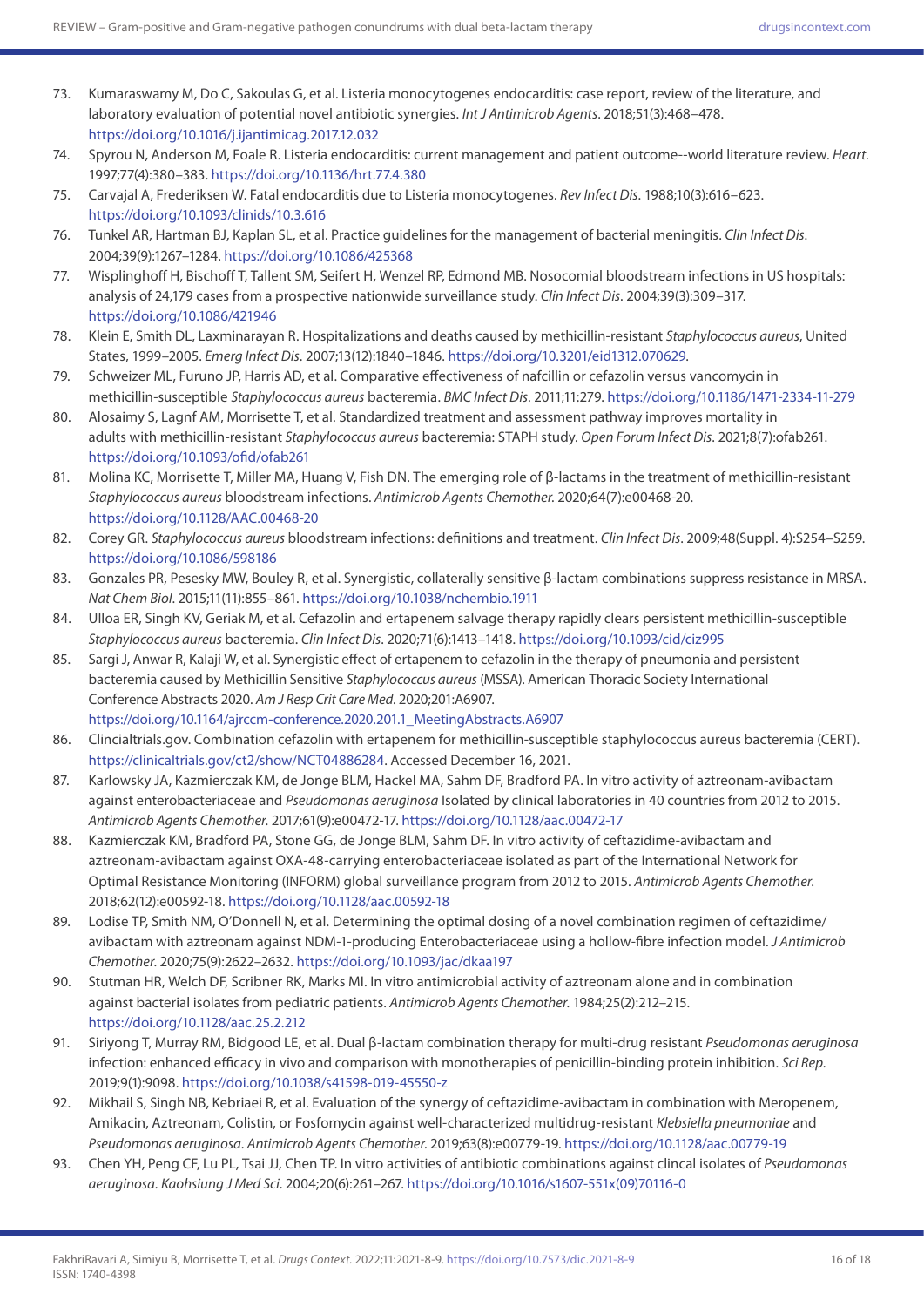73. Kumaraswamy M, Do C, Sakoulas G, et al. Listeria monocytogenes endocarditis: case report, review of the literature, and laboratory evaluation of potential novel antibiotic synergies. *Int J Antimicrob Agents*. 2018;51(3):468–478. https://doi.org/10.1016/j.ijantimicag.2017.12.032
74. Spyrou N, Anderson M, Foale R. Listeria endocarditis: current management and patient outcome--world literature review. *Heart*. 1997;77(4):380–383. https://doi.org/10.1136/hrt.77.4.380
75. Carvajal A, Frederiksen W. Fatal endocarditis due to Listeria monocytogenes. *Rev Infect Dis*. 1988;10(3):616–623. https://doi.org/10.1093/clinids/10.3.616
76. Tunkel AR, Hartman BJ, Kaplan SL, et al. Practice guidelines for the management of bacterial meningitis. *Clin Infect Dis*. 2004;39(9):1267–1284. https://doi.org/10.1086/425368
77. Wisplinghoff H, Bischoff T, Tallent SM, Seifert H, Wenzel RP, Edmond MB. Nosocomial bloodstream infections in US hospitals: analysis of 24,179 cases from a prospective nationwide surveillance study. *Clin Infect Dis*. 2004;39(3):309–317. https://doi.org/10.1086/421946
78. Klein E, Smith DL, Laxminarayan R. Hospitalizations and deaths caused by methicillin-resistant *Staphylococcus aureus*, United States, 1999–2005. *Emerg Infect Dis*. 2007;13(12):1840–1846. https://doi.org/10.3201/eid1312.070629.
79. Schweizer ML, Furuno JP, Harris AD, et al. Comparative effectiveness of nafcillin or cefazolin versus vancomycin in methicillin-susceptible *Staphylococcus aureus* bacteremia. *BMC Infect Dis*. 2011;11:279. https://doi.org/10.1186/1471-2334-11-279
80. Alosaimy S, Lagnf AM, Morrisette T, et al. Standardized treatment and assessment pathway improves mortality in adults with methicillin-resistant *Staphylococcus aureus* bacteremia: STAPH study. *Open Forum Infect Dis*. 2021;8(7):ofab261. https://doi.org/10.1093/ofid/ofab261
81. Molina KC, Morrisette T, Miller MA, Huang V, Fish DN. The emerging role of β-lactams in the treatment of methicillin-resistant *Staphylococcus aureus* bloodstream infections. *Antimicrob Agents Chemother.* 2020;64(7):e00468-20. https://doi.org/10.1128/AAC.00468-20
82. Corey GR. *Staphylococcus aureus* bloodstream infections: definitions and treatment. *Clin Infect Dis*. 2009;48(Suppl. 4):S254–S259. https://doi.org/10.1086/598186
83. Gonzales PR, Pesesky MW, Bouley R, et al. Synergistic, collaterally sensitive β-lactam combinations suppress resistance in MRSA. *Nat Chem Biol*. 2015;11(11):855–861. https://doi.org/10.1038/nchembio.1911
84. Ulloa ER, Singh KV, Geriak M, et al. Cefazolin and ertapenem salvage therapy rapidly clears persistent methicillin-susceptible *Staphylococcus aureus* bacteremia. *Clin Infect Dis*. 2020;71(6):1413–1418. https://doi.org/10.1093/cid/ciz995
85. Sargi J, Anwar R, Kalaji W, et al. Synergistic effect of ertapenem to cefazolin in the therapy of pneumonia and persistent bacteremia caused by Methicillin Sensitive *Staphylococcus aureus* (MSSA). American Thoracic Society International Conference Abstracts 2020. *Am J Resp Crit Care Med*. 2020;201:A6907. https://doi.org/10.1164/ajrccm-conference.2020.201.1_MeetingAbstracts.A6907
86. Clincialtrials.gov. Combination cefazolin with ertapenem for methicillin-susceptible staphylococcus aureus bacteremia (CERT). https://clinicaltrials.gov/ct2/show/NCT04886284. Accessed December 16, 2021.
87. Karlowsky JA, Kazmierczak KM, de Jonge BLM, Hackel MA, Sahm DF, Bradford PA. In vitro activity of aztreonam-avibactam against enterobacteriaceae and *Pseudomonas aeruginosa* Isolated by clinical laboratories in 40 countries from 2012 to 2015. *Antimicrob Agents Chemother.* 2017;61(9):e00472-17. https://doi.org/10.1128/aac.00472-17
88. Kazmierczak KM, Bradford PA, Stone GG, de Jonge BLM, Sahm DF. In vitro activity of ceftazidime-avibactam and aztreonam-avibactam against OXA-48-carrying enterobacteriaceae isolated as part of the International Network for Optimal Resistance Monitoring (INFORM) global surveillance program from 2012 to 2015. *Antimicrob Agents Chemother.* 2018;62(12):e00592-18. https://doi.org/10.1128/aac.00592-18
89. Lodise TP, Smith NM, O'Donnell N, et al. Determining the optimal dosing of a novel combination regimen of ceftazidime/avibactam with aztreonam against NDM-1-producing Enterobacteriaceae using a hollow-fibre infection model. *J Antimicrob Chemother.* 2020;75(9):2622–2632. https://doi.org/10.1093/jac/dkaa197
90. Stutman HR, Welch DF, Scribner RK, Marks MI. In vitro antimicrobial activity of aztreonam alone and in combination against bacterial isolates from pediatric patients. *Antimicrob Agents Chemother.* 1984;25(2):212–215. https://doi.org/10.1128/aac.25.2.212
91. Siriyong T, Murray RM, Bidgood LE, et al. Dual β-lactam combination therapy for multi-drug resistant *Pseudomonas aeruginosa* infection: enhanced efficacy in vivo and comparison with monotherapies of penicillin-binding protein inhibition. *Sci Rep.* 2019;9(1):9098. https://doi.org/10.1038/s41598-019-45550-z
92. Mikhail S, Singh NB, Kebriaei R, et al. Evaluation of the synergy of ceftazidime-avibactam in combination with Meropenem, Amikacin, Aztreonam, Colistin, or Fosfomycin against well-characterized multidrug-resistant *Klebsiella pneumoniae* and *Pseudomonas aeruginosa*. *Antimicrob Agents Chemother.* 2019;63(8):e00779-19. https://doi.org/10.1128/aac.00779-19
93. Chen YH, Peng CF, Lu PL, Tsai JJ, Chen TP. In vitro activities of antibiotic combinations against clincal isolates of *Pseudomonas aeruginosa*. *Kaohsiung J Med Sci*. 2004;20(6):261–267. https://doi.org/10.1016/s1607-551x(09)70116-0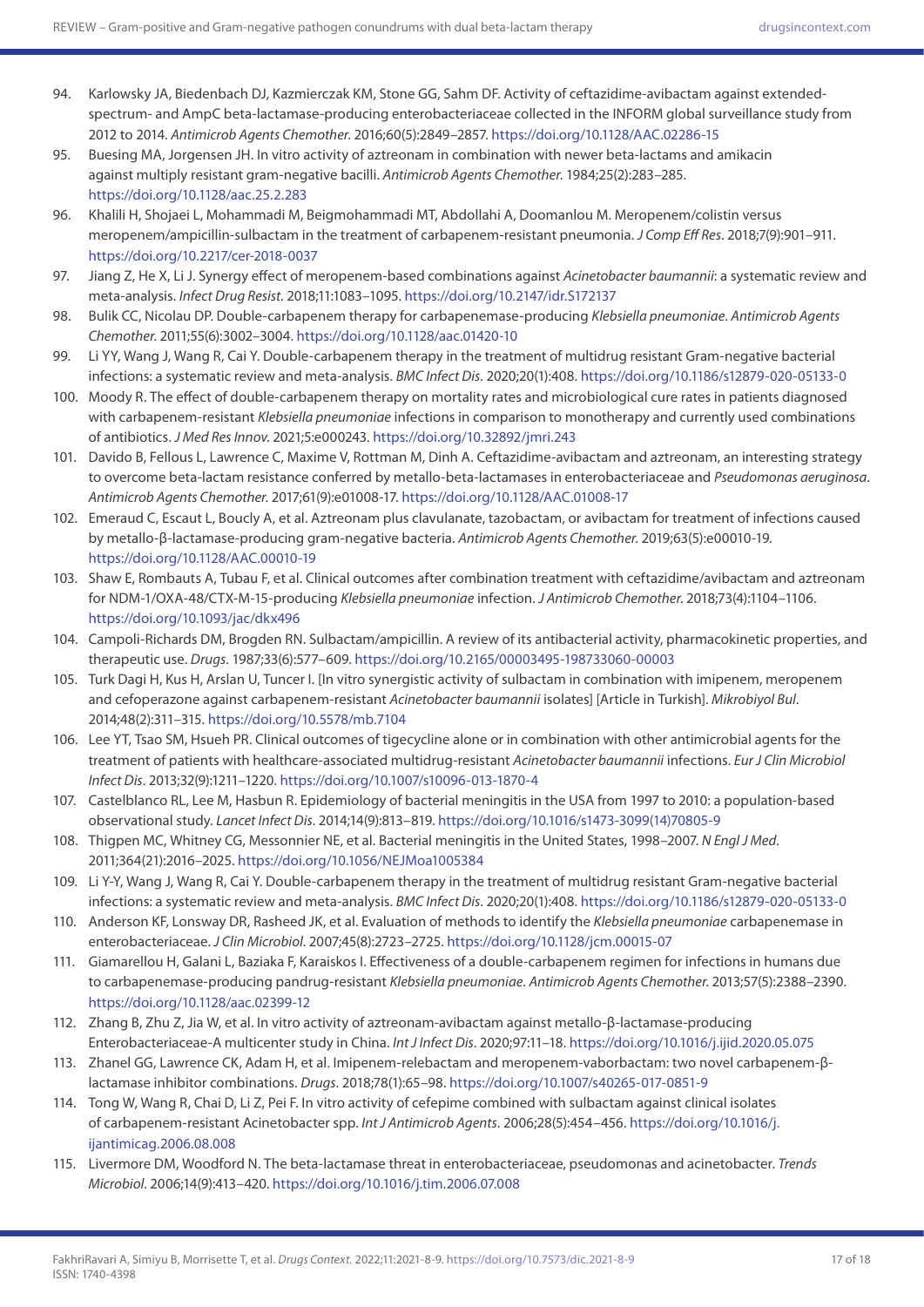94. Karlowsky JA, Biedenbach DJ, Kazmierczak KM, Stone GG, Sahm DF. Activity of ceftazidime-avibactam against extended-spectrum- and AmpC beta-lactamase-producing enterobacteriaceae collected in the INFORM global surveillance study from 2012 to 2014. *Antimicrob Agents Chemother.* 2016;60(5):2849–2857. https://doi.org/10.1128/AAC.02286-15
95. Buesing MA, Jorgensen JH. In vitro activity of aztreonam in combination with newer beta-lactams and amikacin against multiply resistant gram-negative bacilli. *Antimicrob Agents Chemother.* 1984;25(2):283–285. https://doi.org/10.1128/aac.25.2.283
96. Khalili H, Shojaei L, Mohammadi M, Beigmohammadi MT, Abdollahi A, Doomanlou M. Meropenem/colistin versus meropenem/ampicillin-sulbactam in the treatment of carbapenem-resistant pneumonia. *J Comp Eff Res.* 2018;7(9):901–911. https://doi.org/10.2217/cer-2018-0037
97. Jiang Z, He X, Li J. Synergy effect of meropenem-based combinations against *Acinetobacter baumannii*: a systematic review and meta-analysis. *Infect Drug Resist.* 2018;11:1083–1095. https://doi.org/10.2147/idr.S172137
98. Bulik CC, Nicolau DP. Double-carbapenem therapy for carbapenemase-producing *Klebsiella pneumoniae*. *Antimicrob Agents Chemother.* 2011;55(6):3002–3004. https://doi.org/10.1128/aac.01420-10
99. Li YY, Wang J, Wang R, Cai Y. Double-carbapenem therapy in the treatment of multidrug resistant Gram-negative bacterial infections: a systematic review and meta-analysis. *BMC Infect Dis.* 2020;20(1):408. https://doi.org/10.1186/s12879-020-05133-0
100. Moody R. The effect of double-carbapenem therapy on mortality rates and microbiological cure rates in patients diagnosed with carbapenem-resistant *Klebsiella pneumoniae* infections in comparison to monotherapy and currently used combinations of antibiotics. *J Med Res Innov.* 2021;5:e000243. https://doi.org/10.32892/jmri.243
101. Davido B, Fellous L, Lawrence C, Maxime V, Rottman M, Dinh A. Ceftazidime-avibactam and aztreonam, an interesting strategy to overcome beta-lactam resistance conferred by metallo-beta-lactamases in enterobacteriaceae and *Pseudomonas aeruginosa*. *Antimicrob Agents Chemother.* 2017;61(9):e01008-17. https://doi.org/10.1128/AAC.01008-17
102. Emeraud C, Escaut L, Boucly A, et al. Aztreonam plus clavulanate, tazobactam, or avibactam for treatment of infections caused by metallo-β-lactamase-producing gram-negative bacteria. *Antimicrob Agents Chemother.* 2019;63(5):e00010-19. https://doi.org/10.1128/AAC.00010-19
103. Shaw E, Rombauts A, Tubau F, et al. Clinical outcomes after combination treatment with ceftazidime/avibactam and aztreonam for NDM-1/OXA-48/CTX-M-15-producing *Klebsiella pneumoniae* infection. *J Antimicrob Chemother.* 2018;73(4):1104–1106. https://doi.org/10.1093/jac/dkx496
104. Campoli-Richards DM, Brogden RN. Sulbactam/ampicillin. A review of its antibacterial activity, pharmacokinetic properties, and therapeutic use. *Drugs.* 1987;33(6):577–609. https://doi.org/10.2165/00003495-198733060-00003
105. Turk Dagi H, Kus H, Arslan U, Tuncer I. [In vitro synergistic activity of sulbactam in combination with imipenem, meropenem and cefoperazone against carbapenem-resistant *Acinetobacter baumannii* isolates] [Article in Turkish]. *Mikrobiyol Bul.* 2014;48(2):311–315. https://doi.org/10.5578/mb.7104
106. Lee YT, Tsao SM, Hsueh PR. Clinical outcomes of tigecycline alone or in combination with other antimicrobial agents for the treatment of patients with healthcare-associated multidrug-resistant *Acinetobacter baumannii* infections. *Eur J Clin Microbiol Infect Dis.* 2013;32(9):1211–1220. https://doi.org/10.1007/s10096-013-1870-4
107. Castelblanco RL, Lee M, Hasbun R. Epidemiology of bacterial meningitis in the USA from 1997 to 2010: a population-based observational study. *Lancet Infect Dis.* 2014;14(9):813–819. https://doi.org/10.1016/s1473-3099(14)70805-9
108. Thigpen MC, Whitney CG, Messonnier NE, et al. Bacterial meningitis in the United States, 1998–2007. *N Engl J Med.* 2011;364(21):2016–2025. https://doi.org/10.1056/NEJMoa1005384
109. Li Y-Y, Wang J, Wang R, Cai Y. Double-carbapenem therapy in the treatment of multidrug resistant Gram-negative bacterial infections: a systematic review and meta-analysis. *BMC Infect Dis.* 2020;20(1):408. https://doi.org/10.1186/s12879-020-05133-0
110. Anderson KF, Lonsway DR, Rasheed JK, et al. Evaluation of methods to identify the *Klebsiella pneumoniae* carbapenemase in enterobacteriaceae. *J Clin Microbiol.* 2007;45(8):2723–2725. https://doi.org/10.1128/jcm.00015-07
111. Giamarellou H, Galani L, Baziaka F, Karaiskos I. Effectiveness of a double-carbapenem regimen for infections in humans due to carbapenemase-producing pandrug-resistant *Klebsiella pneumoniae*. *Antimicrob Agents Chemother.* 2013;57(5):2388–2390. https://doi.org/10.1128/aac.02399-12
112. Zhang B, Zhu Z, Jia W, et al. In vitro activity of aztreonam-avibactam against metallo-β-lactamase-producing Enterobacteriaceae-A multicenter study in China. *Int J Infect Dis.* 2020;97:11–18. https://doi.org/10.1016/j.ijid.2020.05.075
113. Zhanel GG, Lawrence CK, Adam H, et al. Imipenem-relebactam and meropenem-vaborbactam: two novel carbapenem-β-lactamase inhibitor combinations. *Drugs.* 2018;78(1):65–98. https://doi.org/10.1007/s40265-017-0851-9
114. Tong W, Wang R, Chai D, Li Z, Pei F. In vitro activity of cefepime combined with sulbactam against clinical isolates of carbapenem-resistant Acinetobacter spp. *Int J Antimicrob Agents.* 2006;28(5):454–456. https://doi.org/10.1016/j.ijantimicag.2006.08.008
115. Livermore DM, Woodford N. The beta-lactamase threat in enterobacteriaceae, pseudomonas and acinetobacter. *Trends Microbiol.* 2006;14(9):413–420. https://doi.org/10.1016/j.tim.2006.07.008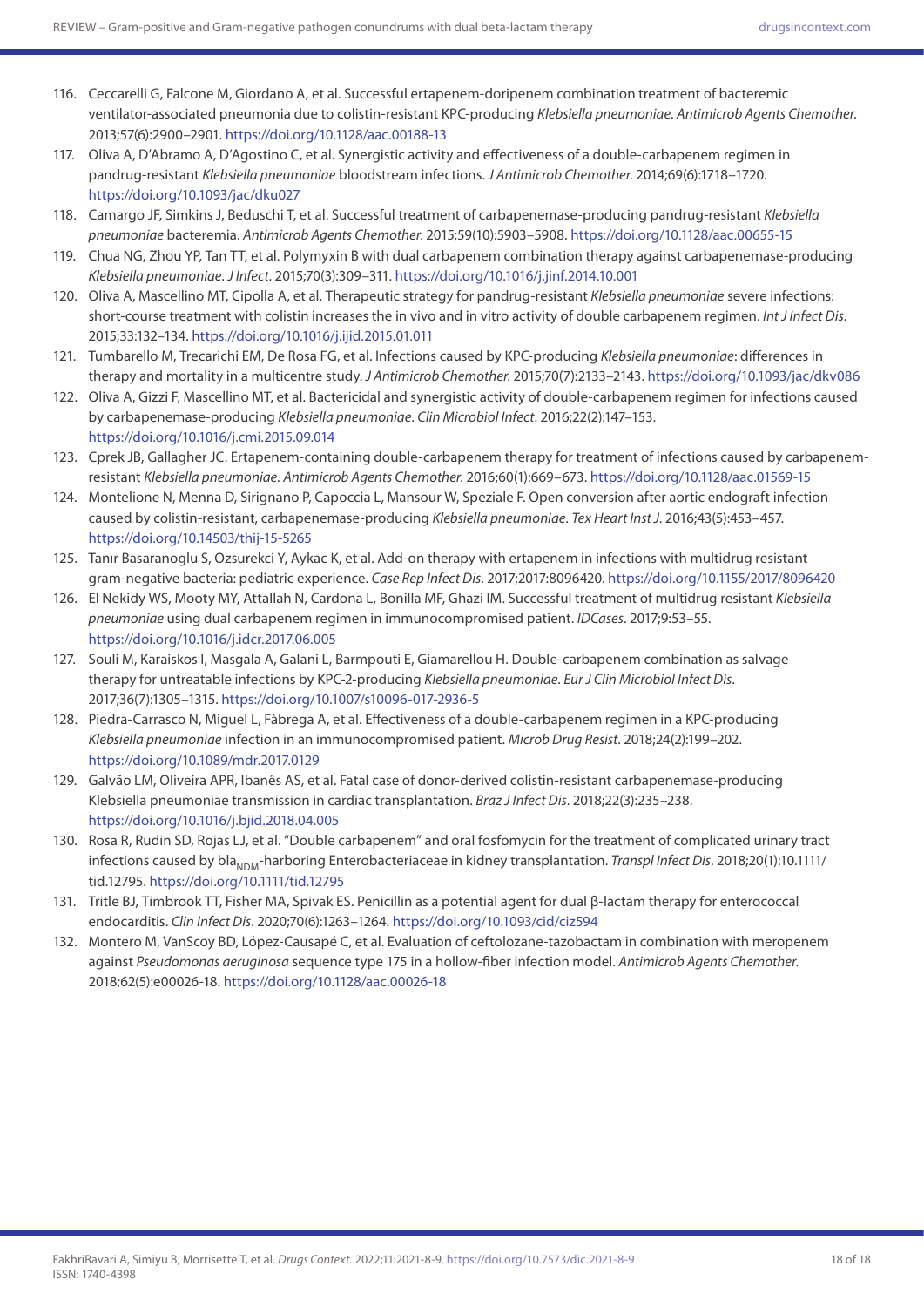116. Ceccarelli G, Falcone M, Giordano A, et al. Successful ertapenem-doripenem combination treatment of bacteremic ventilator-associated pneumonia due to colistin-resistant KPC-producing *Klebsiella pneumoniae*. *Antimicrob Agents Chemother.* 2013;57(6):2900–2901. https://doi.org/10.1128/aac.00188-13
117. Oliva A, D'Abramo A, D'Agostino C, et al. Synergistic activity and effectiveness of a double-carbapenem regimen in pandrug-resistant *Klebsiella pneumoniae* bloodstream infections. *J Antimicrob Chemother.* 2014;69(6):1718–1720. https://doi.org/10.1093/jac/dku027
118. Camargo JF, Simkins J, Beduschi T, et al. Successful treatment of carbapenemase-producing pandrug-resistant *Klebsiella pneumoniae* bacteremia. *Antimicrob Agents Chemother.* 2015;59(10):5903–5908. https://doi.org/10.1128/aac.00655-15
119. Chua NG, Zhou YP, Tan TT, et al. Polymyxin B with dual carbapenem combination therapy against carbapenemase-producing *Klebsiella pneumoniae*. *J Infect*. 2015;70(3):309–311. https://doi.org/10.1016/j.jinf.2014.10.001
120. Oliva A, Mascellino MT, Cipolla A, et al. Therapeutic strategy for pandrug-resistant *Klebsiella pneumoniae* severe infections: short-course treatment with colistin increases the in vivo and in vitro activity of double carbapenem regimen. *Int J Infect Dis*. 2015;33:132–134. https://doi.org/10.1016/j.ijid.2015.01.011
121. Tumbarello M, Trecarichi EM, De Rosa FG, et al. Infections caused by KPC-producing *Klebsiella pneumoniae*: differences in therapy and mortality in a multicentre study. *J Antimicrob Chemother.* 2015;70(7):2133–2143. https://doi.org/10.1093/jac/dkv086
122. Oliva A, Gizzi F, Mascellino MT, et al. Bactericidal and synergistic activity of double-carbapenem regimen for infections caused by carbapenemase-producing *Klebsiella pneumoniae*. *Clin Microbiol Infect*. 2016;22(2):147–153. https://doi.org/10.1016/j.cmi.2015.09.014
123. Cprek JB, Gallagher JC. Ertapenem-containing double-carbapenem therapy for treatment of infections caused by carbapenem-resistant *Klebsiella pneumoniae*. *Antimicrob Agents Chemother.* 2016;60(1):669–673. https://doi.org/10.1128/aac.01569-15
124. Montelione N, Menna D, Sirignano P, Capoccia L, Mansour W, Speziale F. Open conversion after aortic endograft infection caused by colistin-resistant, carbapenemase-producing *Klebsiella pneumoniae*. *Tex Heart Inst J*. 2016;43(5):453–457. https://doi.org/10.14503/thij-15-5265
125. Tanır Basaranoglu S, Ozsurekci Y, Aykac K, et al. Add-on therapy with ertapenem in infections with multidrug resistant gram-negative bacteria: pediatric experience. *Case Rep Infect Dis*. 2017;2017:8096420. https://doi.org/10.1155/2017/8096420
126. El Nekidy WS, Mooty MY, Attallah N, Cardona L, Bonilla MF, Ghazi IM. Successful treatment of multidrug resistant *Klebsiella pneumoniae* using dual carbapenem regimen in immunocompromised patient. *IDCases*. 2017;9:53–55. https://doi.org/10.1016/j.idcr.2017.06.005
127. Souli M, Karaiskos I, Masgala A, Galani L, Barmpouti E, Giamarellou H. Double-carbapenem combination as salvage therapy for untreatable infections by KPC-2-producing *Klebsiella pneumoniae*. *Eur J Clin Microbiol Infect Dis*. 2017;36(7):1305–1315. https://doi.org/10.1007/s10096-017-2936-5
128. Piedra-Carrasco N, Miguel L, Fàbrega A, et al. Effectiveness of a double-carbapenem regimen in a KPC-producing *Klebsiella pneumoniae* infection in an immunocompromised patient. *Microb Drug Resist*. 2018;24(2):199–202. https://doi.org/10.1089/mdr.2017.0129
129. Galvão LM, Oliveira APR, Ibanês AS, et al. Fatal case of donor-derived colistin-resistant carbapenemase-producing Klebsiella pneumoniae transmission in cardiac transplantation. *Braz J Infect Dis*. 2018;22(3):235–238. https://doi.org/10.1016/j.bjid.2018.04.005
130. Rosa R, Rudin SD, Rojas LJ, et al. "Double carbapenem" and oral fosfomycin for the treatment of complicated urinary tract infections caused by $bla_{NDM}$-harboring Enterobacteriaceae in kidney transplantation. *Transpl Infect Dis*. 2018;20(1):10.1111/tid.12795. https://doi.org/10.1111/tid.12795
131. Tritle BJ, Timbrook TT, Fisher MA, Spivak ES. Penicillin as a potential agent for dual β-lactam therapy for enterococcal endocarditis. *Clin Infect Dis*. 2020;70(6):1263–1264. https://doi.org/10.1093/cid/ciz594
132. Montero M, VanScoy BD, López-Causapé C, et al. Evaluation of ceftolozane-tazobactam in combination with meropenem against *Pseudomonas aeruginosa* sequence type 175 in a hollow-fiber infection model. *Antimicrob Agents Chemother.* 2018;62(5):e00026-18. https://doi.org/10.1128/aac.00026-18